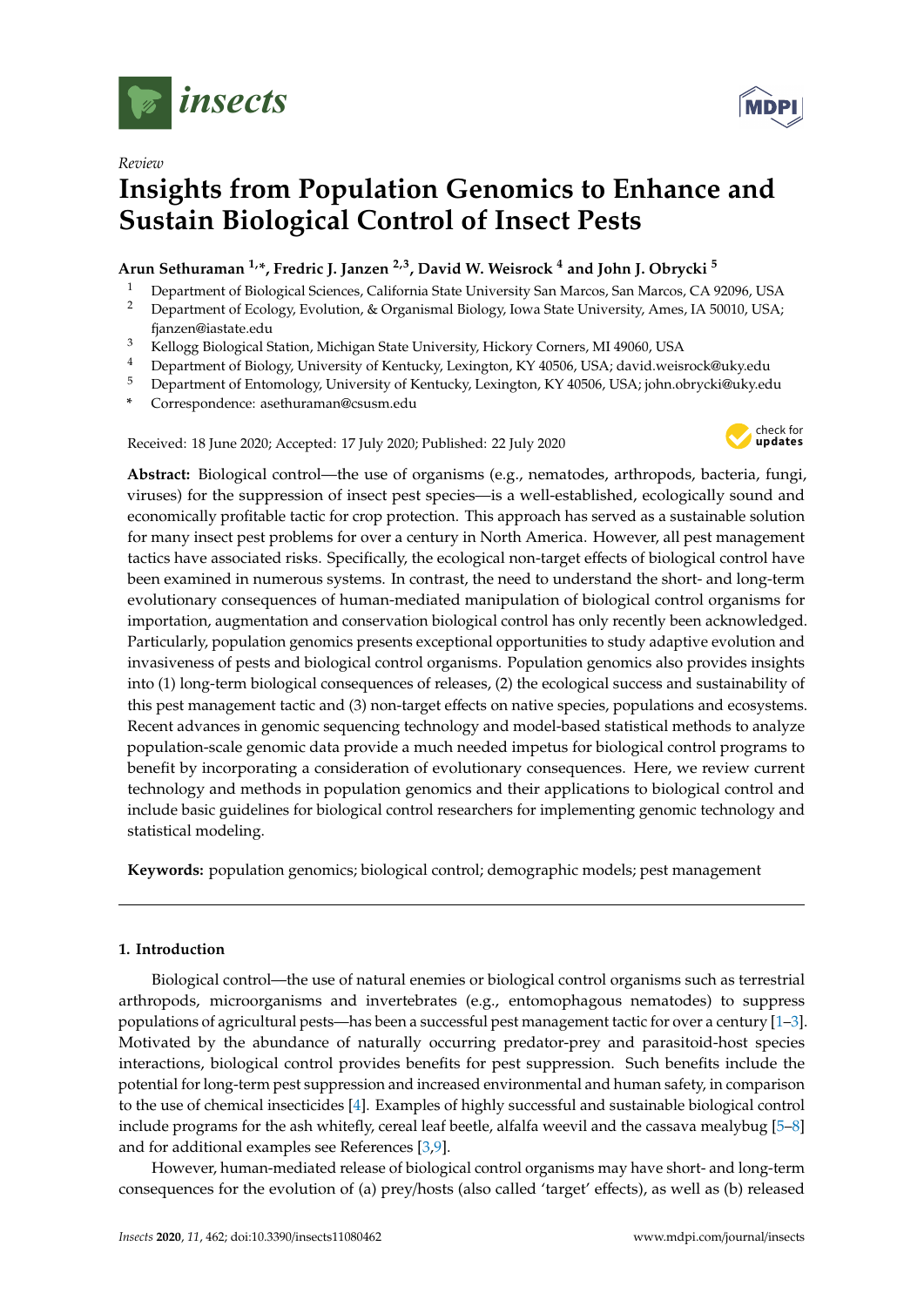*Review*

# Insights from Population Genomics to Enhance and Sustain Biological Control of Insect Pests

**Arun Sethuraman [1,*], Fredric J. Janzen [2,3], David W. Weisrock [4] and John J. Obrycki [5]**

[1] Department of Biological Sciences, California State University San Marcos, San Marcos, CA 92096, USA
[2] Department of Ecology, Evolution, & Organismal Biology, Iowa State University, Ames, IA 50010, USA; fjanzen@iastate.edu
[3] Kellogg Biological Station, Michigan State University, Hickory Corners, MI 49060, USA
[4] Department of Biology, University of Kentucky, Lexington, KY 40506, USA; david.weisrock@uky.edu
[5] Department of Entomology, University of Kentucky, Lexington, KY 40506, USA; john.obrycki@uky.edu
[*] Correspondence: asethuraman@csusm.edu

Received: 18 June 2020; Accepted: 17 July 2020; Published: 22 July 2020

**Abstract:** Biological control—the use of organisms (e.g., nematodes, arthropods, bacteria, fungi, viruses) for the suppression of insect pest species—is a well-established, ecologically sound and economically profitable tactic for crop protection. This approach has served as a sustainable solution for many insect pest problems for over a century in North America. However, all pest management tactics have associated risks. Specifically, the ecological non-target effects of biological control have been examined in numerous systems. In contrast, the need to understand the short- and long-term evolutionary consequences of human-mediated manipulation of biological control organisms for importation, augmentation and conservation biological control has only recently been acknowledged. Particularly, population genomics presents exceptional opportunities to study adaptive evolution and invasiveness of pests and biological control organisms. Population genomics also provides insights into (1) long-term biological consequences of releases, (2) the ecological success and sustainability of this pest management tactic and (3) non-target effects on native species, populations and ecosystems. Recent advances in genomic sequencing technology and model-based statistical methods to analyze population-scale genomic data provide a much needed impetus for biological control programs to benefit by incorporating a consideration of evolutionary consequences. Here, we review current technology and methods in population genomics and their applications to biological control and include basic guidelines for biological control researchers for implementing genomic technology and statistical modeling.

**Keywords:** population genomics; biological control; demographic models; pest management

## 1. Introduction

Biological control—the use of natural enemies or biological control organisms such as terrestrial arthropods, microorganisms and invertebrates (e.g., entomophagous nematodes) to suppress populations of agricultural pests—has been a successful pest management tactic for over a century [1–3]. Motivated by the abundance of naturally occurring predator-prey and parasitoid-host species interactions, biological control provides benefits for pest suppression. Such benefits include the potential for long-term pest suppression and increased environmental and human safety, in comparison to the use of chemical insecticides [4]. Examples of highly successful and sustainable biological control include programs for the ash whitefly, cereal leaf beetle, alfalfa weevil and the cassava mealybug [5–8] and for additional examples see References [3,9].

However, human-mediated release of biological control organisms may have short- and long-term consequences for the evolution of (a) prey/hosts (also called 'target' effects), as well as (b) released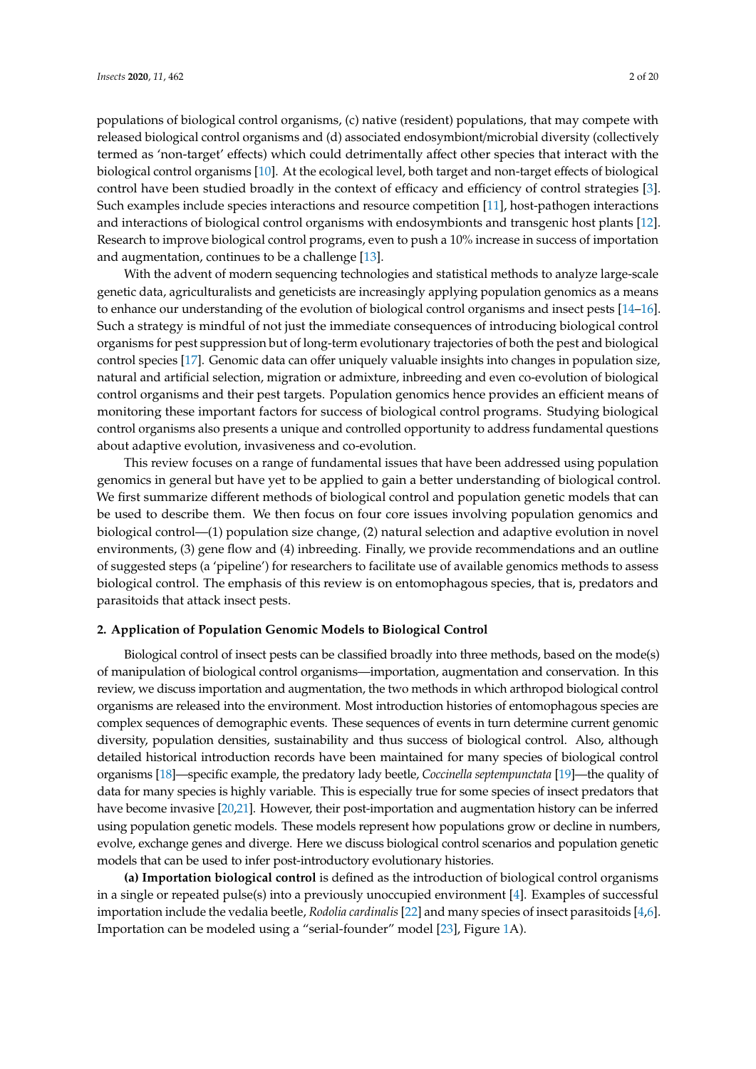populations of biological control organisms, (c) native (resident) populations, that may compete with released biological control organisms and (d) associated endosymbiont/microbial diversity (collectively termed as 'non-target' effects) which could detrimentally affect other species that interact with the biological control organisms [10]. At the ecological level, both target and non-target effects of biological control have been studied broadly in the context of efficacy and efficiency of control strategies [3]. Such examples include species interactions and resource competition [11], host-pathogen interactions and interactions of biological control organisms with endosymbionts and transgenic host plants [12]. Research to improve biological control programs, even to push a 10% increase in success of importation and augmentation, continues to be a challenge [13].

With the advent of modern sequencing technologies and statistical methods to analyze large-scale genetic data, agriculturalists and geneticists are increasingly applying population genomics as a means to enhance our understanding of the evolution of biological control organisms and insect pests [14–16]. Such a strategy is mindful of not just the immediate consequences of introducing biological control organisms for pest suppression but of long-term evolutionary trajectories of both the pest and biological control species [17]. Genomic data can offer uniquely valuable insights into changes in population size, natural and artificial selection, migration or admixture, inbreeding and even co-evolution of biological control organisms and their pest targets. Population genomics hence provides an efficient means of monitoring these important factors for success of biological control programs. Studying biological control organisms also presents a unique and controlled opportunity to address fundamental questions about adaptive evolution, invasiveness and co-evolution.

This review focuses on a range of fundamental issues that have been addressed using population genomics in general but have yet to be applied to gain a better understanding of biological control. We first summarize different methods of biological control and population genetic models that can be used to describe them. We then focus on four core issues involving population genomics and biological control—(1) population size change, (2) natural selection and adaptive evolution in novel environments, (3) gene flow and (4) inbreeding. Finally, we provide recommendations and an outline of suggested steps (a 'pipeline') for researchers to facilitate use of available genomics methods to assess biological control. The emphasis of this review is on entomophagous species, that is, predators and parasitoids that attack insect pests.

## 2. Application of Population Genomic Models to Biological Control

Biological control of insect pests can be classified broadly into three methods, based on the mode(s) of manipulation of biological control organisms—importation, augmentation and conservation. In this review, we discuss importation and augmentation, the two methods in which arthropod biological control organisms are released into the environment. Most introduction histories of entomophagous species are complex sequences of demographic events. These sequences of events in turn determine current genomic diversity, population densities, sustainability and thus success of biological control. Also, although detailed historical introduction records have been maintained for many species of biological control organisms [18]—specific example, the predatory lady beetle, *Coccinella septempunctata* [19]—the quality of data for many species is highly variable. This is especially true for some species of insect predators that have become invasive [20,21]. However, their post-importation and augmentation history can be inferred using population genetic models. These models represent how populations grow or decline in numbers, evolve, exchange genes and diverge. Here we discuss biological control scenarios and population genetic models that can be used to infer post-introductory evolutionary histories.

**(a) Importation biological control** is defined as the introduction of biological control organisms in a single or repeated pulse(s) into a previously unoccupied environment [4]. Examples of successful importation include the vedalia beetle, *Rodolia cardinalis* [22] and many species of insect parasitoids [4,6]. Importation can be modeled using a "serial-founder" model [23], Figure 1A).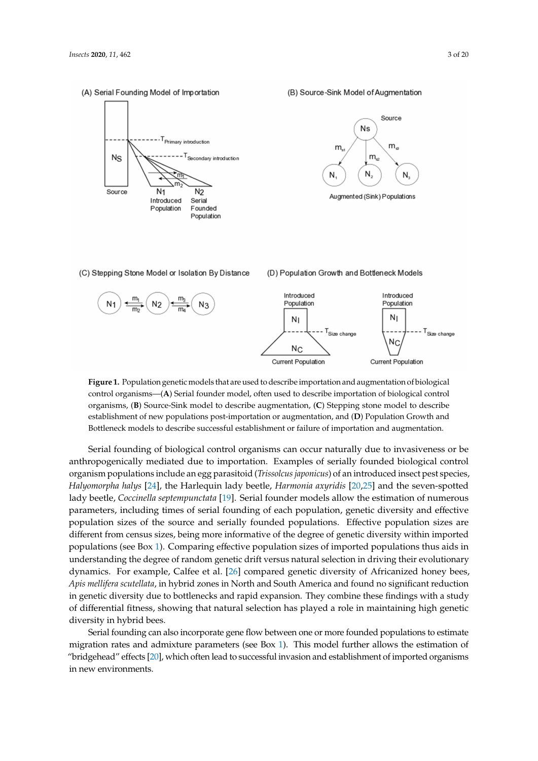**Figure 1.** Population genetic models that are used to describe importation and augmentation of biological control organisms—(**A**) Serial founder model, often used to describe importation of biological control organisms, (**B**) Source-Sink model to describe augmentation, (**C**) Stepping stone model to describe establishment of new populations post-importation or augmentation, and (**D**) Population Growth and Bottleneck models to describe successful establishment or failure of importation and augmentation.

Serial founding of biological control organisms can occur naturally due to invasiveness or be anthropogenically mediated due to importation. Examples of serially founded biological control organism populations include an egg parasitoid (*Trissolcus japonicus*) of an introduced insect pest species, *Halyomorpha halys* [24], the Harlequin lady beetle, *Harmonia axyridis* [20,25] and the seven-spotted lady beetle, *Coccinella septempunctata* [19]. Serial founder models allow the estimation of numerous parameters, including times of serial founding of each population, genetic diversity and effective population sizes of the source and serially founded populations. Effective population sizes are different from census sizes, being more informative of the degree of genetic diversity within imported populations (see Box 1). Comparing effective population sizes of imported populations thus aids in understanding the degree of random genetic drift versus natural selection in driving their evolutionary dynamics. For example, Calfee et al. [26] compared genetic diversity of Africanized honey bees, *Apis mellifera scutellata*, in hybrid zones in North and South America and found no significant reduction in genetic diversity due to bottlenecks and rapid expansion. They combine these findings with a study of differential fitness, showing that natural selection has played a role in maintaining high genetic diversity in hybrid bees.

Serial founding can also incorporate gene flow between one or more founded populations to estimate migration rates and admixture parameters (see Box 1). This model further allows the estimation of "bridgehead" effects [20], which often lead to successful invasion and establishment of imported organisms in new environments.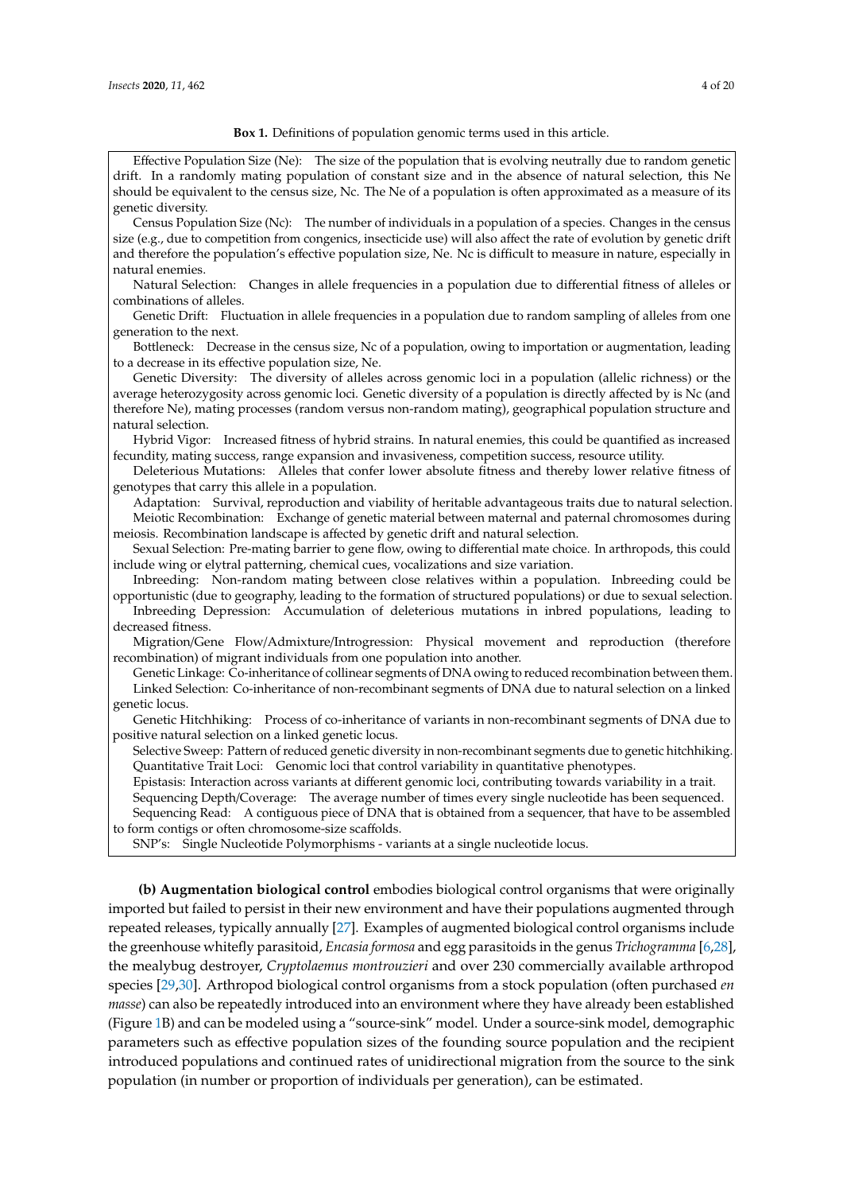**Box 1.** Definitions of population genomic terms used in this article.

Effective Population Size (Ne): The size of the population that is evolving neutrally due to random genetic drift. In a randomly mating population of constant size and in the absence of natural selection, this Ne should be equivalent to the census size, Nc. The Ne of a population is often approximated as a measure of its genetic diversity.

Census Population Size (Nc): The number of individuals in a population of a species. Changes in the census size (e.g., due to competition from congenics, insecticide use) will also affect the rate of evolution by genetic drift and therefore the population's effective population size, Ne. Nc is difficult to measure in nature, especially in natural enemies.

Natural Selection: Changes in allele frequencies in a population due to differential fitness of alleles or combinations of alleles.

Genetic Drift: Fluctuation in allele frequencies in a population due to random sampling of alleles from one generation to the next.

Bottleneck: Decrease in the census size, Nc of a population, owing to importation or augmentation, leading to a decrease in its effective population size, Ne.

Genetic Diversity: The diversity of alleles across genomic loci in a population (allelic richness) or the average heterozygosity across genomic loci. Genetic diversity of a population is directly affected by is Nc (and therefore Ne), mating processes (random versus non-random mating), geographical population structure and natural selection.

Hybrid Vigor: Increased fitness of hybrid strains. In natural enemies, this could be quantified as increased fecundity, mating success, range expansion and invasiveness, competition success, resource utility.

Deleterious Mutations: Alleles that confer lower absolute fitness and thereby lower relative fitness of genotypes that carry this allele in a population.

Adaptation: Survival, reproduction and viability of heritable advantageous traits due to natural selection.

Meiotic Recombination: Exchange of genetic material between maternal and paternal chromosomes during meiosis. Recombination landscape is affected by genetic drift and natural selection.

Sexual Selection: Pre-mating barrier to gene flow, owing to differential mate choice. In arthropods, this could include wing or elytral patterning, chemical cues, vocalizations and size variation.

Inbreeding: Non-random mating between close relatives within a population. Inbreeding could be opportunistic (due to geography, leading to the formation of structured populations) or due to sexual selection.

Inbreeding Depression: Accumulation of deleterious mutations in inbred populations, leading to decreased fitness.

Migration/Gene Flow/Admixture/Introgression: Physical movement and reproduction (therefore recombination) of migrant individuals from one population into another.

Genetic Linkage: Co-inheritance of collinear segments of DNA owing to reduced recombination between them.

Linked Selection: Co-inheritance of non-recombinant segments of DNA due to natural selection on a linked genetic locus.

Genetic Hitchhiking: Process of co-inheritance of variants in non-recombinant segments of DNA due to positive natural selection on a linked genetic locus.

Selective Sweep: Pattern of reduced genetic diversity in non-recombinant segments due to genetic hitchhiking.

Quantitative Trait Loci: Genomic loci that control variability in quantitative phenotypes.

Epistasis: Interaction across variants at different genomic loci, contributing towards variability in a trait.

Sequencing Depth/Coverage: The average number of times every single nucleotide has been sequenced.

Sequencing Read: A contiguous piece of DNA that is obtained from a sequencer, that have to be assembled to form contigs or often chromosome-size scaffolds.

SNP's: Single Nucleotide Polymorphisms - variants at a single nucleotide locus.

**(b) Augmentation biological control** embodies biological control organisms that were originally imported but failed to persist in their new environment and have their populations augmented through repeated releases, typically annually [27]. Examples of augmented biological control organisms include the greenhouse whitefly parasitoid, *Encasia formosa* and egg parasitoids in the genus *Trichogramma* [6,28], the mealybug destroyer, *Cryptolaemus montrouzieri* and over 230 commercially available arthropod species [29,30]. Arthropod biological control organisms from a stock population (often purchased *en masse*) can also be repeatedly introduced into an environment where they have already been established (Figure 1B) and can be modeled using a "source-sink" model. Under a source-sink model, demographic parameters such as effective population sizes of the founding source population and the recipient introduced populations and continued rates of unidirectional migration from the source to the sink population (in number or proportion of individuals per generation), can be estimated.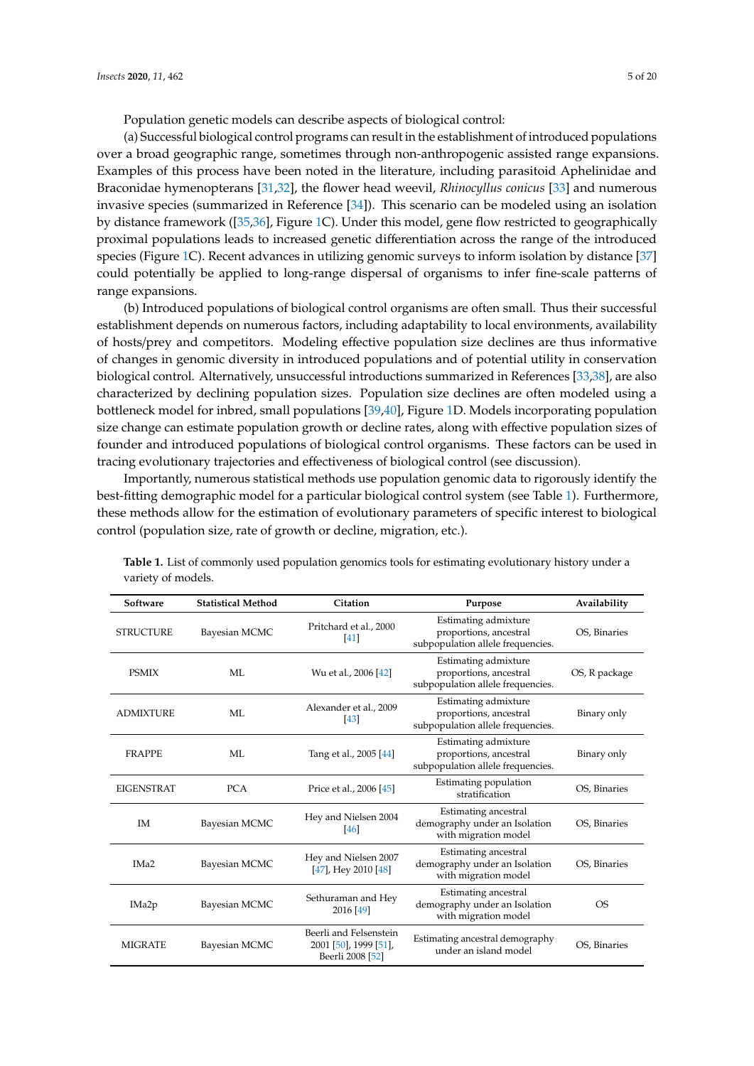Population genetic models can describe aspects of biological control:

(a) Successful biological control programs can result in the establishment of introduced populations over a broad geographic range, sometimes through non-anthropogenic assisted range expansions. Examples of this process have been noted in the literature, including parasitoid Aphelinidae and Braconidae hymenopterans [31,32], the flower head weevil, *Rhinocyllus conicus* [33] and numerous invasive species (summarized in Reference [34]). This scenario can be modeled using an isolation by distance framework ([35,36], Figure 1C). Under this model, gene flow restricted to geographically proximal populations leads to increased genetic differentiation across the range of the introduced species (Figure 1C). Recent advances in utilizing genomic surveys to inform isolation by distance [37] could potentially be applied to long-range dispersal of organisms to infer fine-scale patterns of range expansions.

(b) Introduced populations of biological control organisms are often small. Thus their successful establishment depends on numerous factors, including adaptability to local environments, availability of hosts/prey and competitors. Modeling effective population size declines are thus informative of changes in genomic diversity in introduced populations and of potential utility in conservation biological control. Alternatively, unsuccessful introductions summarized in References [33,38], are also characterized by declining population sizes. Population size declines are often modeled using a bottleneck model for inbred, small populations [39,40], Figure 1D. Models incorporating population size change can estimate population growth or decline rates, along with effective population sizes of founder and introduced populations of biological control organisms. These factors can be used in tracing evolutionary trajectories and effectiveness of biological control (see discussion).

Importantly, numerous statistical methods use population genomic data to rigorously identify the best-fitting demographic model for a particular biological control system (see Table 1). Furthermore, these methods allow for the estimation of evolutionary parameters of specific interest to biological control (population size, rate of growth or decline, migration, etc.).

**Table 1.** List of commonly used population genomics tools for estimating evolutionary history under a variety of models.

| Software | Statistical Method | Citation | Purpose | Availability |
|---|---|---|---|---|
| STRUCTURE | Bayesian MCMC | Pritchard et al., 2000 [41] | Estimating admixture proportions, ancestral subpopulation allele frequencies. | OS, Binaries |
| PSMIX | ML | Wu et al., 2006 [42] | Estimating admixture proportions, ancestral subpopulation allele frequencies. | OS, R package |
| ADMIXTURE | ML | Alexander et al., 2009 [43] | Estimating admixture proportions, ancestral subpopulation allele frequencies. | Binary only |
| FRAPPE | ML | Tang et al., 2005 [44] | Estimating admixture proportions, ancestral subpopulation allele frequencies. | Binary only |
| EIGENSTRAT | PCA | Price et al., 2006 [45] | Estimating population stratification | OS, Binaries |
| IM | Bayesian MCMC | Hey and Nielsen 2004 [46] | Estimating ancestral demography under an Isolation with migration model | OS, Binaries |
| IMa2 | Bayesian MCMC | Hey and Nielsen 2007 [47], Hey 2010 [48] | Estimating ancestral demography under an Isolation with migration model | OS, Binaries |
| IMa2p | Bayesian MCMC | Sethuraman and Hey 2016 [49] | Estimating ancestral demography under an Isolation with migration model | OS |
| MIGRATE | Bayesian MCMC | Beerli and Felsenstein 2001 [50], 1999 [51], Beerli 2008 [52] | Estimating ancestral demography under an island model | OS, Binaries |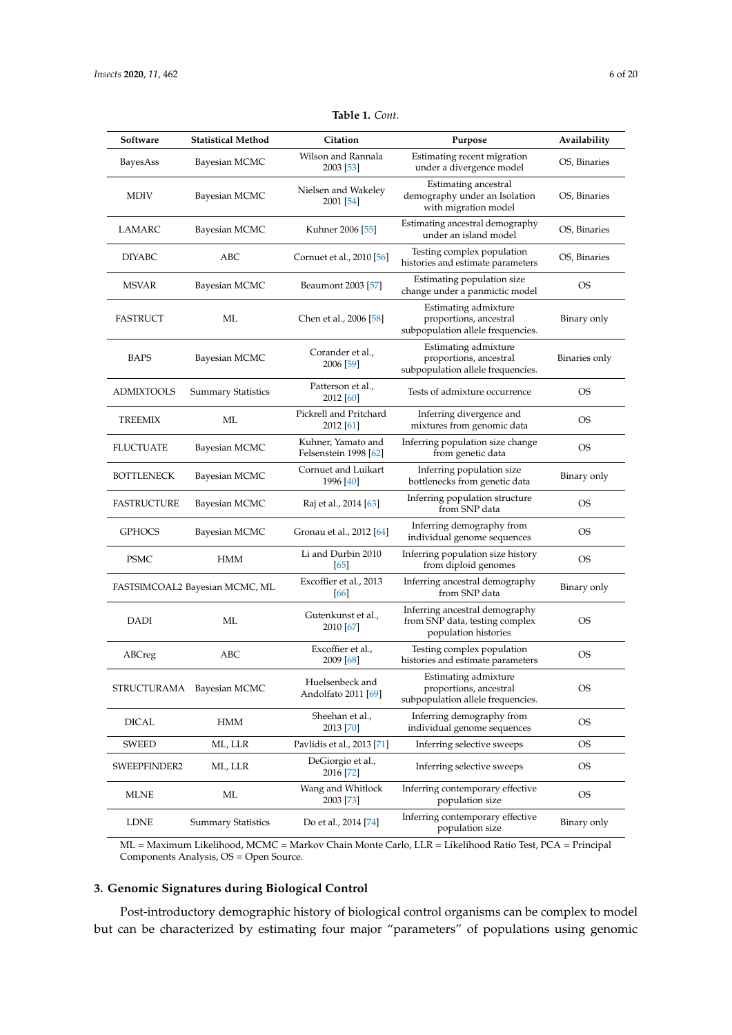**Table 1.** *Cont.*

| Software | Statistical Method | Citation | Purpose | Availability |
|---|---|---|---|---|
| BayesAss | Bayesian MCMC | Wilson and Rannala 2003 [53] | Estimating recent migration under a divergence model | OS, Binaries |
| MDIV | Bayesian MCMC | Nielsen and Wakeley 2001 [54] | Estimating ancestral demography under an Isolation with migration model | OS, Binaries |
| LAMARC | Bayesian MCMC | Kuhner 2006 [55] | Estimating ancestral demography under an island model | OS, Binaries |
| DIYABC | ABC | Cornuet et al., 2010 [56] | Testing complex population histories and estimate parameters | OS, Binaries |
| MSVAR | Bayesian MCMC | Beaumont 2003 [57] | Estimating population size change under a panmictic model | OS |
| FASTRUCT | ML | Chen et al., 2006 [58] | Estimating admixture proportions, ancestral subpopulation allele frequencies. | Binary only |
| BAPS | Bayesian MCMC | Corander et al., 2006 [59] | Estimating admixture proportions, ancestral subpopulation allele frequencies. | Binaries only |
| ADMIXTOOLS | Summary Statistics | Patterson et al., 2012 [60] | Tests of admixture occurrence | OS |
| TREEMIX | ML | Pickrell and Pritchard 2012 [61] | Inferring divergence and mixtures from genomic data | OS |
| FLUCTUATE | Bayesian MCMC | Kuhner, Yamato and Felsenstein 1998 [62] | Inferring population size change from genetic data | OS |
| BOTTLENECK | Bayesian MCMC | Cornuet and Luikart 1996 [40] | Inferring population size bottlenecks from genetic data | Binary only |
| FASTRUCTURE | Bayesian MCMC | Raj et al., 2014 [63] | Inferring population structure from SNP data | OS |
| GPHOCS | Bayesian MCMC | Gronau et al., 2012 [64] | Inferring demography from individual genome sequences | OS |
| PSMC | HMM | Li and Durbin 2010 [65] | Inferring population size history from diploid genomes | OS |
| FASTSIMCOAL2 | Bayesian MCMC, ML | Excoffier et al., 2013 [66] | Inferring ancestral demography from SNP data | Binary only |
| DADI | ML | Gutenkunst et al., 2010 [67] | Inferring ancestral demography from SNP data, testing complex population histories | OS |
| ABCreg | ABC | Excoffier et al., 2009 [68] | Testing complex population histories and estimate parameters | OS |
| STRUCTURAMA | Bayesian MCMC | Huelsenbeck and Andolfato 2011 [69] | Estimating admixture proportions, ancestral subpopulation allele frequencies. | OS |
| DICAL | HMM | Sheehan et al., 2013 [70] | Inferring demography from individual genome sequences | OS |
| SWEED | ML, LLR | Pavlidis et al., 2013 [71] | Inferring selective sweeps | OS |
| SWEEPFINDER2 | ML, LLR | DeGiorgio et al., 2016 [72] | Inferring selective sweeps | OS |
| MLNE | ML | Wang and Whitlock 2003 [73] | Inferring contemporary effective population size | OS |
| LDNE | Summary Statistics | Do et al., 2014 [74] | Inferring contemporary effective population size | Binary only |

ML = Maximum Likelihood, MCMC = Markov Chain Monte Carlo, LLR = Likelihood Ratio Test, PCA = Principal Components Analysis, OS = Open Source.

## 3. Genomic Signatures during Biological Control

Post-introductory demographic history of biological control organisms can be complex to model but can be characterized by estimating four major "parameters" of populations using genomic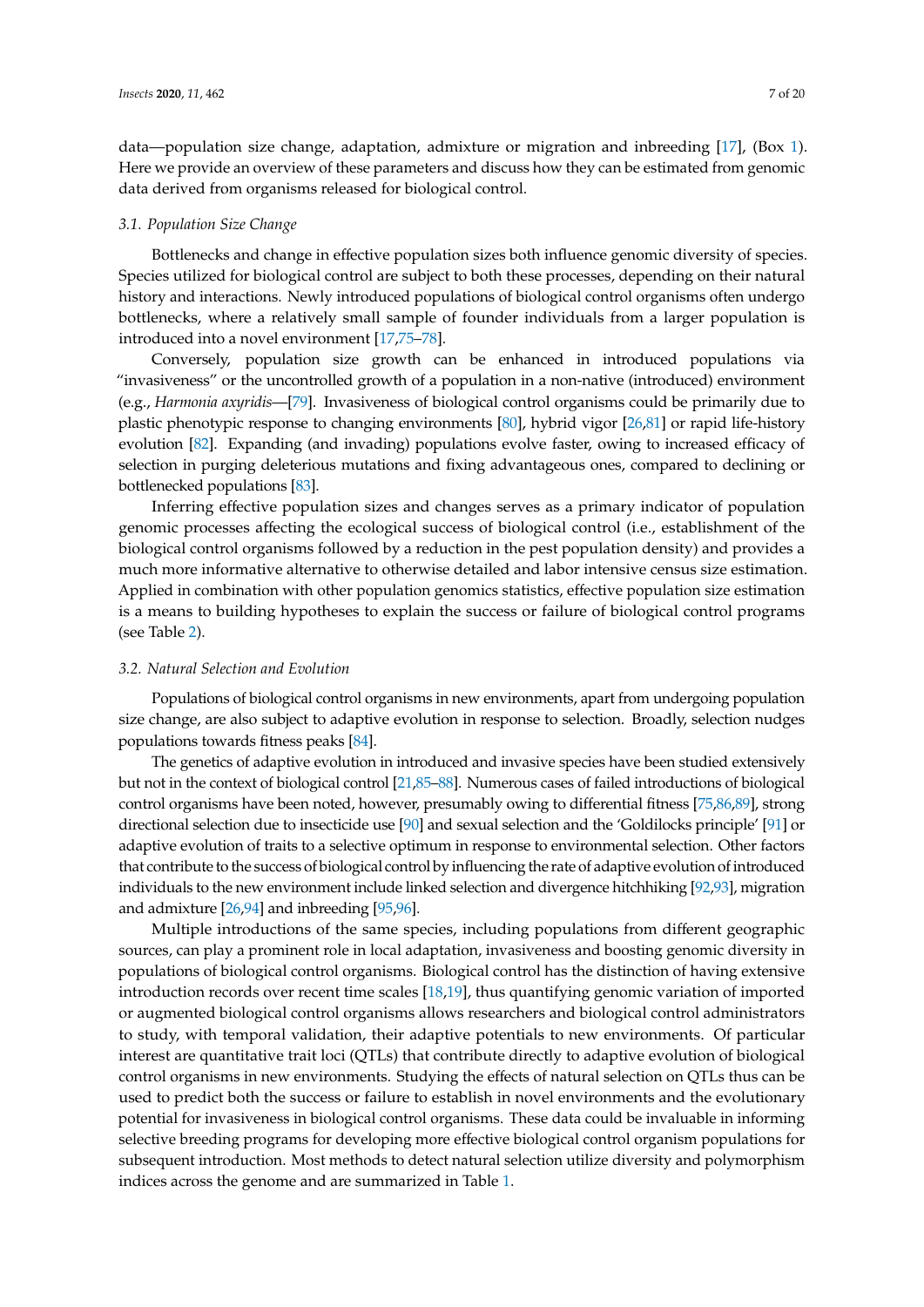data—population size change, adaptation, admixture or migration and inbreeding [17], (Box 1). Here we provide an overview of these parameters and discuss how they can be estimated from genomic data derived from organisms released for biological control.

### 3.1. Population Size Change

Bottlenecks and change in effective population sizes both influence genomic diversity of species. Species utilized for biological control are subject to both these processes, depending on their natural history and interactions. Newly introduced populations of biological control organisms often undergo bottlenecks, where a relatively small sample of founder individuals from a larger population is introduced into a novel environment [17,75–78].

Conversely, population size growth can be enhanced in introduced populations via "invasiveness" or the uncontrolled growth of a population in a non-native (introduced) environment (e.g., *Harmonia axyridis*—[79]. Invasiveness of biological control organisms could be primarily due to plastic phenotypic response to changing environments [80], hybrid vigor [26,81] or rapid life-history evolution [82]. Expanding (and invading) populations evolve faster, owing to increased efficacy of selection in purging deleterious mutations and fixing advantageous ones, compared to declining or bottlenecked populations [83].

Inferring effective population sizes and changes serves as a primary indicator of population genomic processes affecting the ecological success of biological control (i.e., establishment of the biological control organisms followed by a reduction in the pest population density) and provides a much more informative alternative to otherwise detailed and labor intensive census size estimation. Applied in combination with other population genomics statistics, effective population size estimation is a means to building hypotheses to explain the success or failure of biological control programs (see Table 2).

### 3.2. Natural Selection and Evolution

Populations of biological control organisms in new environments, apart from undergoing population size change, are also subject to adaptive evolution in response to selection. Broadly, selection nudges populations towards fitness peaks [84].

The genetics of adaptive evolution in introduced and invasive species have been studied extensively but not in the context of biological control [21,85–88]. Numerous cases of failed introductions of biological control organisms have been noted, however, presumably owing to differential fitness [75,86,89], strong directional selection due to insecticide use [90] and sexual selection and the 'Goldilocks principle' [91] or adaptive evolution of traits to a selective optimum in response to environmental selection. Other factors that contribute to the success of biological control by influencing the rate of adaptive evolution of introduced individuals to the new environment include linked selection and divergence hitchhiking [92,93], migration and admixture [26,94] and inbreeding [95,96].

Multiple introductions of the same species, including populations from different geographic sources, can play a prominent role in local adaptation, invasiveness and boosting genomic diversity in populations of biological control organisms. Biological control has the distinction of having extensive introduction records over recent time scales [18,19], thus quantifying genomic variation of imported or augmented biological control organisms allows researchers and biological control administrators to study, with temporal validation, their adaptive potentials to new environments. Of particular interest are quantitative trait loci (QTLs) that contribute directly to adaptive evolution of biological control organisms in new environments. Studying the effects of natural selection on QTLs thus can be used to predict both the success or failure to establish in novel environments and the evolutionary potential for invasiveness in biological control organisms. These data could be invaluable in informing selective breeding programs for developing more effective biological control organism populations for subsequent introduction. Most methods to detect natural selection utilize diversity and polymorphism indices across the genome and are summarized in Table 1.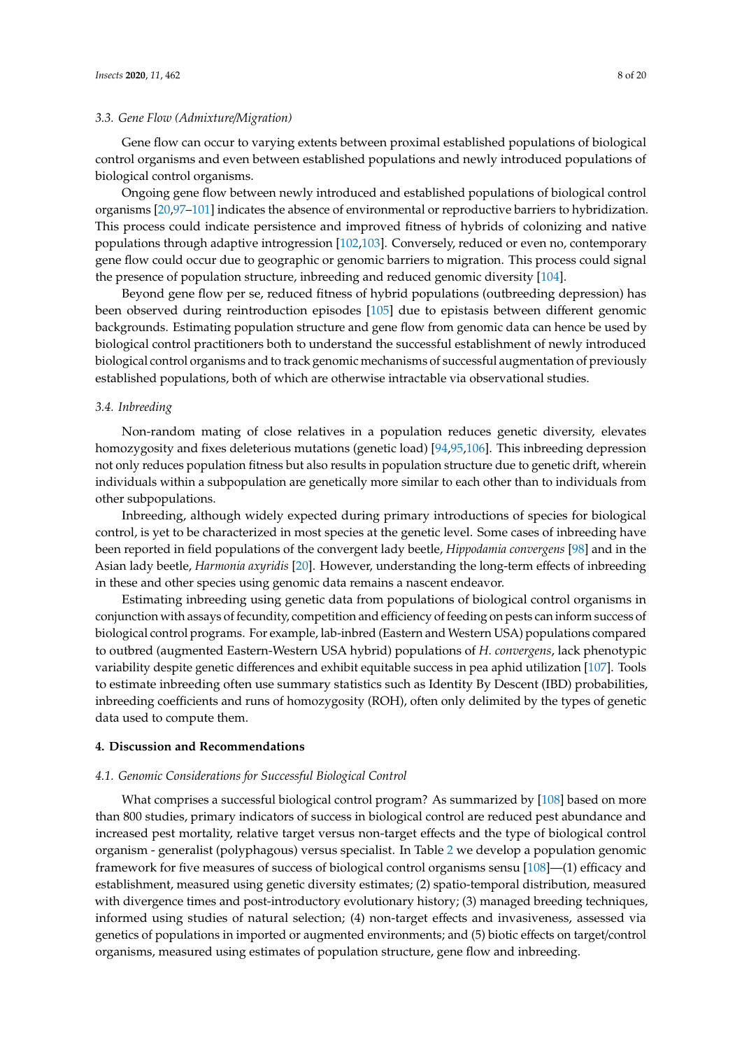### 3.3. Gene Flow (Admixture/Migration)

Gene flow can occur to varying extents between proximal established populations of biological control organisms and even between established populations and newly introduced populations of biological control organisms.

Ongoing gene flow between newly introduced and established populations of biological control organisms [20,97–101] indicates the absence of environmental or reproductive barriers to hybridization. This process could indicate persistence and improved fitness of hybrids of colonizing and native populations through adaptive introgression [102,103]. Conversely, reduced or even no, contemporary gene flow could occur due to geographic or genomic barriers to migration. This process could signal the presence of population structure, inbreeding and reduced genomic diversity [104].

Beyond gene flow per se, reduced fitness of hybrid populations (outbreeding depression) has been observed during reintroduction episodes [105] due to epistasis between different genomic backgrounds. Estimating population structure and gene flow from genomic data can hence be used by biological control practitioners both to understand the successful establishment of newly introduced biological control organisms and to track genomic mechanisms of successful augmentation of previously established populations, both of which are otherwise intractable via observational studies.

### 3.4. Inbreeding

Non-random mating of close relatives in a population reduces genetic diversity, elevates homozygosity and fixes deleterious mutations (genetic load) [94,95,106]. This inbreeding depression not only reduces population fitness but also results in population structure due to genetic drift, wherein individuals within a subpopulation are genetically more similar to each other than to individuals from other subpopulations.

Inbreeding, although widely expected during primary introductions of species for biological control, is yet to be characterized in most species at the genetic level. Some cases of inbreeding have been reported in field populations of the convergent lady beetle, *Hippodamia convergens* [98] and in the Asian lady beetle, *Harmonia axyridis* [20]. However, understanding the long-term effects of inbreeding in these and other species using genomic data remains a nascent endeavor.

Estimating inbreeding using genetic data from populations of biological control organisms in conjunction with assays of fecundity, competition and efficiency of feeding on pests can inform success of biological control programs. For example, lab-inbred (Eastern and Western USA) populations compared to outbred (augmented Eastern-Western USA hybrid) populations of *H. convergens*, lack phenotypic variability despite genetic differences and exhibit equitable success in pea aphid utilization [107]. Tools to estimate inbreeding often use summary statistics such as Identity By Descent (IBD) probabilities, inbreeding coefficients and runs of homozygosity (ROH), often only delimited by the types of genetic data used to compute them.

## 4. Discussion and Recommendations

### 4.1. Genomic Considerations for Successful Biological Control

What comprises a successful biological control program? As summarized by [108] based on more than 800 studies, primary indicators of success in biological control are reduced pest abundance and increased pest mortality, relative target versus non-target effects and the type of biological control organism - generalist (polyphagous) versus specialist. In Table 2 we develop a population genomic framework for five measures of success of biological control organisms sensu [108]—(1) efficacy and establishment, measured using genetic diversity estimates; (2) spatio-temporal distribution, measured with divergence times and post-introductory evolutionary history; (3) managed breeding techniques, informed using studies of natural selection; (4) non-target effects and invasiveness, assessed via genetics of populations in imported or augmented environments; and (5) biotic effects on target/control organisms, measured using estimates of population structure, gene flow and inbreeding.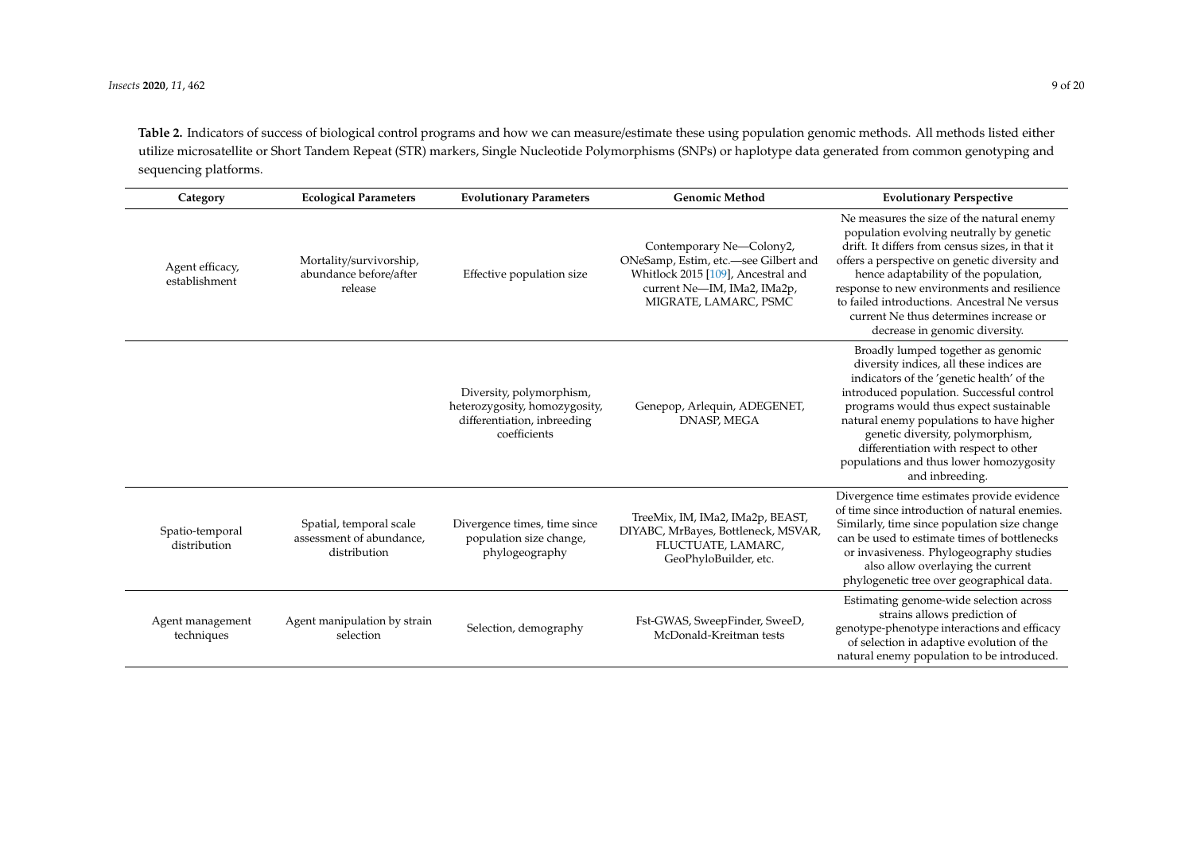**Table 2.** Indicators of success of biological control programs and how we can measure/estimate these using population genomic methods. All methods listed either utilize microsatellite or Short Tandem Repeat (STR) markers, Single Nucleotide Polymorphisms (SNPs) or haplotype data generated from common genotyping and sequencing platforms.

| Category | Ecological Parameters | Evolutionary Parameters | Genomic Method | Evolutionary Perspective |
| --- | --- | --- | --- | --- |
| Agent efficacy, establishment | Mortality/survivorship, abundance before/after release | Effective population size | Contemporary Ne—Colony2, ONeSamp, Estim, etc.—see Gilbert and Whitlock 2015 [109], Ancestral and current Ne—IM, IMa2, IMa2p, MIGRATE, LAMARC, PSMC | Ne measures the size of the natural enemy population evolving neutrally by genetic drift. It differs from census sizes, in that it offers a perspective on genetic diversity and hence adaptability of the population, response to new environments and resilience to failed introductions. Ancestral Ne versus current Ne thus determines increase or decrease in genomic diversity. |
| | | Diversity, polymorphism, heterozygosity, homozygosity, differentiation, inbreeding coefficients | Genepop, Arlequin, ADEGENET, DNASP, MEGA | Broadly lumped together as genomic diversity indices, all these indices are indicators of the 'genetic health' of the introduced population. Successful control programs would thus expect sustainable natural enemy populations to have higher genetic diversity, polymorphism, differentiation with respect to other populations and thus lower homozygosity and inbreeding. |
| Spatio-temporal distribution | Spatial, temporal scale assessment of abundance, distribution | Divergence times, time since population size change, phylogeography | TreeMix, IM, IMa2, IMa2p, BEAST, DIYABC, MrBayes, Bottleneck, MSVAR, FLUCTUATE, LAMARC, GeoPhyloBuilder, etc. | Divergence time estimates provide evidence of time since introduction of natural enemies. Similarly, time since population size change can be used to estimate times of bottlenecks or invasiveness. Phylogeography studies also allow overlaying the current phylogenetic tree over geographical data. |
| Agent management techniques | Agent manipulation by strain selection | Selection, demography | Fst-GWAS, SweepFinder, SweeD, McDonald-Kreitman tests | Estimating genome-wide selection across strains allows prediction of genotype-phenotype interactions and efficacy of selection in adaptive evolution of the natural enemy population to be introduced. |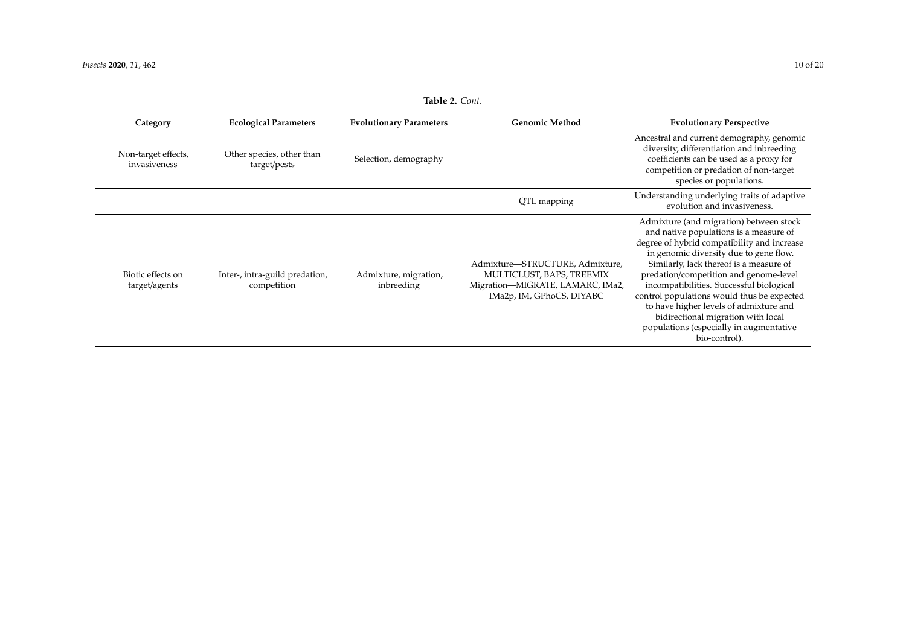**Table 2.** *Cont.*

| Category | Ecological Parameters | Evolutionary Parameters | Genomic Method | Evolutionary Perspective |
|---|---|---|---|---|
| Non-target effects, invasiveness | Other species, other than target/pests | Selection, demography | | Ancestral and current demography, genomic diversity, differentiation and inbreeding coefficients can be used as a proxy for competition or predation of non-target species or populations. |
| | | | QTL mapping | Understanding underlying traits of adaptive evolution and invasiveness. |
| Biotic effects on target/agents | Inter-, intra-guild predation, competition | Admixture, migration, inbreeding | Admixture—STRUCTURE, Admixture, MULTICLUST, BAPS, TREEMIX Migration—MIGRATE, LAMARC, IMa2, IMa2p, IM, GPhoCS, DIYABC | Admixture (and migration) between stock and native populations is a measure of degree of hybrid compatibility and increase in genomic diversity due to gene flow. Similarly, lack thereof is a measure of predation/competition and genome-level incompatibilities. Successful biological control populations would thus be expected to have higher levels of admixture and bidirectional migration with local populations (especially in augmentative bio-control). |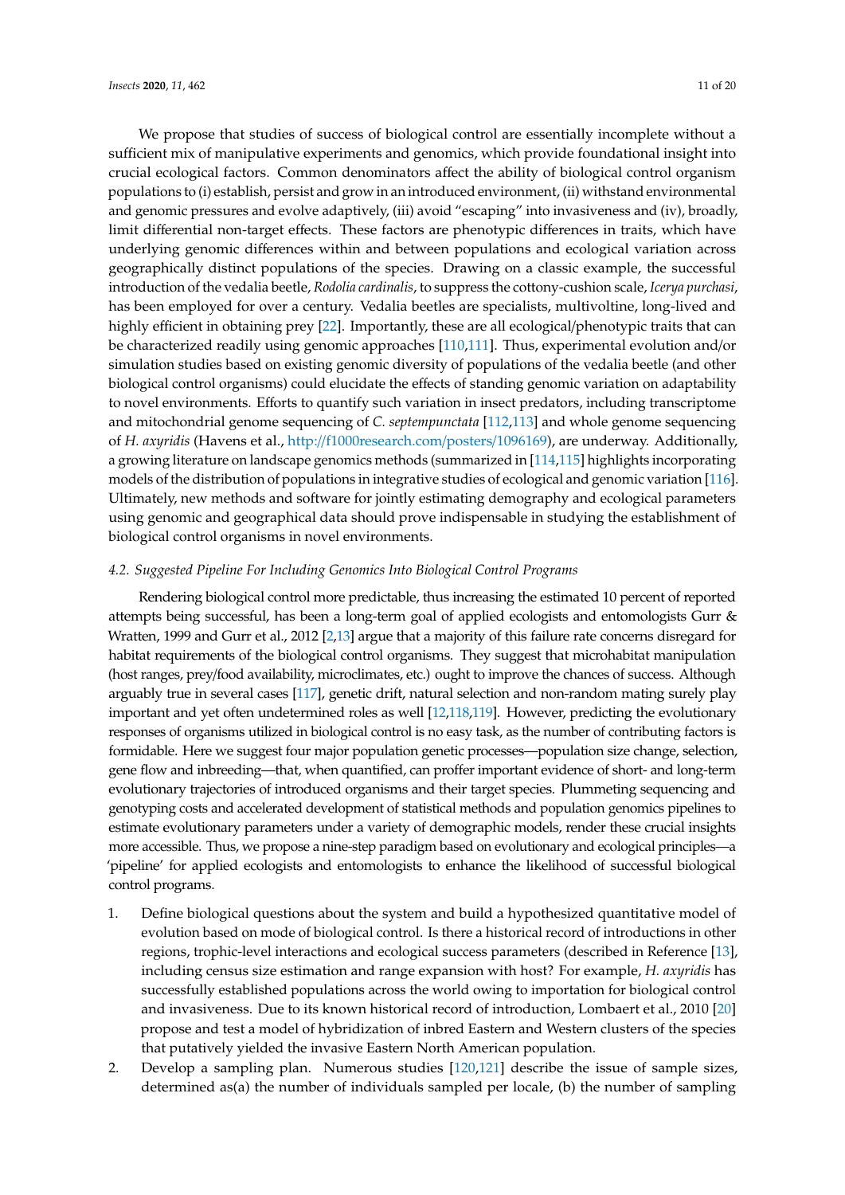We propose that studies of success of biological control are essentially incomplete without a sufficient mix of manipulative experiments and genomics, which provide foundational insight into crucial ecological factors. Common denominators affect the ability of biological control organism populations to (i) establish, persist and grow in an introduced environment, (ii) withstand environmental and genomic pressures and evolve adaptively, (iii) avoid "escaping" into invasiveness and (iv), broadly, limit differential non-target effects. These factors are phenotypic differences in traits, which have underlying genomic differences within and between populations and ecological variation across geographically distinct populations of the species. Drawing on a classic example, the successful introduction of the vedalia beetle, *Rodolia cardinalis*, to suppress the cottony-cushion scale, *Icerya purchasi*, has been employed for over a century. Vedalia beetles are specialists, multivoltine, long-lived and highly efficient in obtaining prey [22]. Importantly, these are all ecological/phenotypic traits that can be characterized readily using genomic approaches [110,111]. Thus, experimental evolution and/or simulation studies based on existing genomic diversity of populations of the vedalia beetle (and other biological control organisms) could elucidate the effects of standing genomic variation on adaptability to novel environments. Efforts to quantify such variation in insect predators, including transcriptome and mitochondrial genome sequencing of *C. septempunctata* [112,113] and whole genome sequencing of *H. axyridis* (Havens et al., http://f1000research.com/posters/1096169), are underway. Additionally, a growing literature on landscape genomics methods (summarized in [114,115] highlights incorporating models of the distribution of populations in integrative studies of ecological and genomic variation [116]. Ultimately, new methods and software for jointly estimating demography and ecological parameters using genomic and geographical data should prove indispensable in studying the establishment of biological control organisms in novel environments.

### 4.2. Suggested Pipeline For Including Genomics Into Biological Control Programs

Rendering biological control more predictable, thus increasing the estimated 10 percent of reported attempts being successful, has been a long-term goal of applied ecologists and entomologists Gurr & Wratten, 1999 and Gurr et al., 2012 [2,13] argue that a majority of this failure rate concerns disregard for habitat requirements of the biological control organisms. They suggest that microhabitat manipulation (host ranges, prey/food availability, microclimates, etc.) ought to improve the chances of success. Although arguably true in several cases [117], genetic drift, natural selection and non-random mating surely play important and yet often undetermined roles as well [12,118,119]. However, predicting the evolutionary responses of organisms utilized in biological control is no easy task, as the number of contributing factors is formidable. Here we suggest four major population genetic processes—population size change, selection, gene flow and inbreeding—that, when quantified, can proffer important evidence of short- and long-term evolutionary trajectories of introduced organisms and their target species. Plummeting sequencing and genotyping costs and accelerated development of statistical methods and population genomics pipelines to estimate evolutionary parameters under a variety of demographic models, render these crucial insights more accessible. Thus, we propose a nine-step paradigm based on evolutionary and ecological principles—a 'pipeline' for applied ecologists and entomologists to enhance the likelihood of successful biological control programs.

1. Define biological questions about the system and build a hypothesized quantitative model of evolution based on mode of biological control. Is there a historical record of introductions in other regions, trophic-level interactions and ecological success parameters (described in Reference [13], including census size estimation and range expansion with host? For example, *H. axyridis* has successfully established populations across the world owing to importation for biological control and invasiveness. Due to its known historical record of introduction, Lombaert et al., 2010 [20] propose and test a model of hybridization of inbred Eastern and Western clusters of the species that putatively yielded the invasive Eastern North American population.
2. Develop a sampling plan. Numerous studies [120,121] describe the issue of sample sizes, determined as(a) the number of individuals sampled per locale, (b) the number of sampling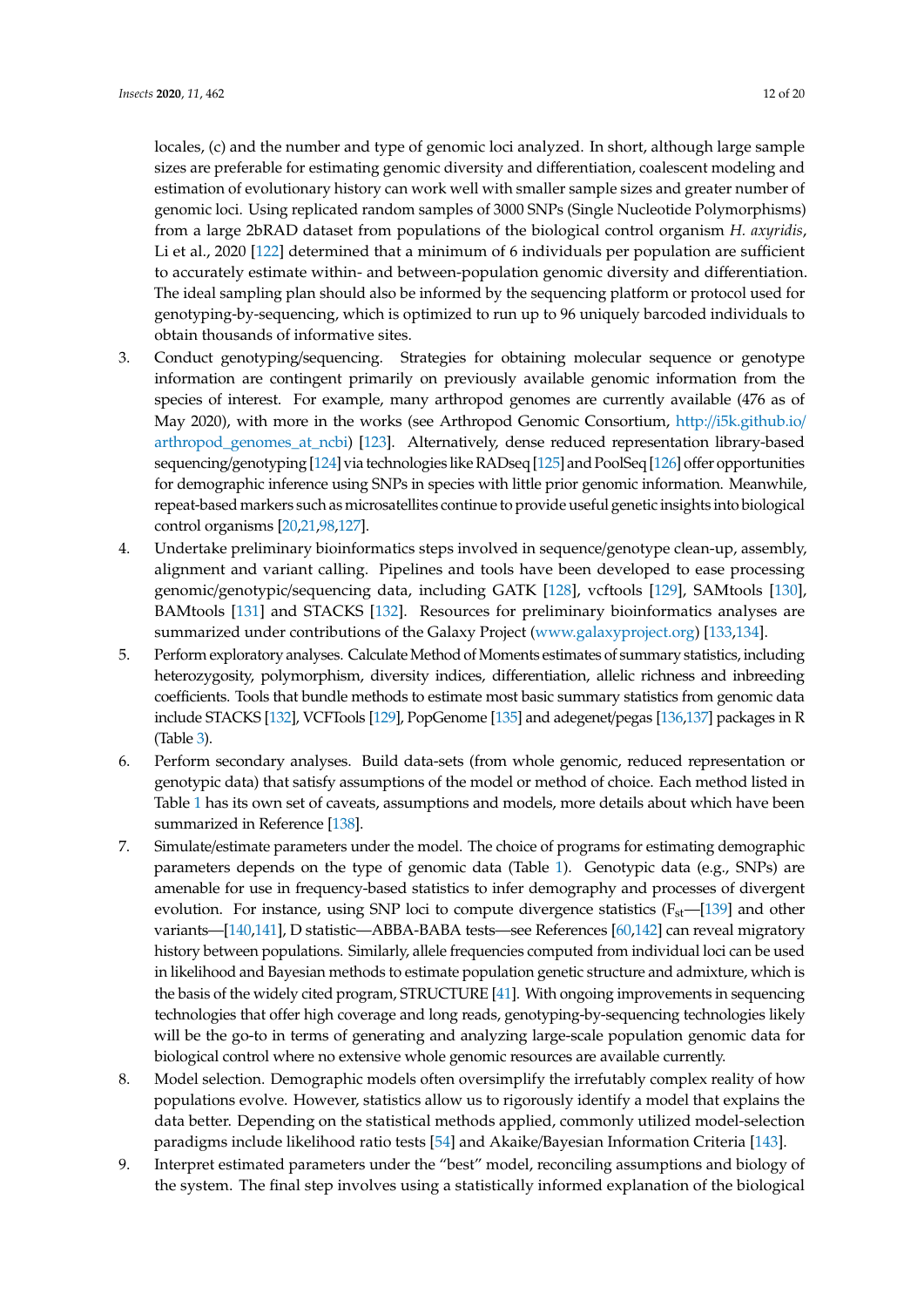locales, (c) and the number and type of genomic loci analyzed. In short, although large sample sizes are preferable for estimating genomic diversity and differentiation, coalescent modeling and estimation of evolutionary history can work well with smaller sample sizes and greater number of genomic loci. Using replicated random samples of 3000 SNPs (Single Nucleotide Polymorphisms) from a large 2bRAD dataset from populations of the biological control organism *H. axyridis*, Li et al., 2020 [122] determined that a minimum of 6 individuals per population are sufficient to accurately estimate within- and between-population genomic diversity and differentiation. The ideal sampling plan should also be informed by the sequencing platform or protocol used for genotyping-by-sequencing, which is optimized to run up to 96 uniquely barcoded individuals to obtain thousands of informative sites.

3. Conduct genotyping/sequencing. Strategies for obtaining molecular sequence or genotype information are contingent primarily on previously available genomic information from the species of interest. For example, many arthropod genomes are currently available (476 as of May 2020), with more in the works (see Arthropod Genomic Consortium, http://i5k.github.io/arthropod_genomes_at_ncbi) [123]. Alternatively, dense reduced representation library-based sequencing/genotyping [124] via technologies like RADseq [125] and PoolSeq [126] offer opportunities for demographic inference using SNPs in species with little prior genomic information. Meanwhile, repeat-based markers such as microsatellites continue to provide useful genetic insights into biological control organisms [20,21,98,127].
4. Undertake preliminary bioinformatics steps involved in sequence/genotype clean-up, assembly, alignment and variant calling. Pipelines and tools have been developed to ease processing genomic/genotypic/sequencing data, including GATK [128], vcftools [129], SAMtools [130], BAMtools [131] and STACKS [132]. Resources for preliminary bioinformatics analyses are summarized under contributions of the Galaxy Project (www.galaxyproject.org) [133,134].
5. Perform exploratory analyses. Calculate Method of Moments estimates of summary statistics, including heterozygosity, polymorphism, diversity indices, differentiation, allelic richness and inbreeding coefficients. Tools that bundle methods to estimate most basic summary statistics from genomic data include STACKS [132], VCFTools [129], PopGenome [135] and adegenet/pegas [136,137] packages in R (Table 3).
6. Perform secondary analyses. Build data-sets (from whole genomic, reduced representation or genotypic data) that satisfy assumptions of the model or method of choice. Each method listed in Table 1 has its own set of caveats, assumptions and models, more details about which have been summarized in Reference [138].
7. Simulate/estimate parameters under the model. The choice of programs for estimating demographic parameters depends on the type of genomic data (Table 1). Genotypic data (e.g., SNPs) are amenable for use in frequency-based statistics to infer demography and processes of divergent evolution. For instance, using SNP loci to compute divergence statistics ($F_{st}$—[139] and other variants—[140,141], D statistic—ABBA-BABA tests—see References [60,142] can reveal migratory history between populations. Similarly, allele frequencies computed from individual loci can be used in likelihood and Bayesian methods to estimate population genetic structure and admixture, which is the basis of the widely cited program, STRUCTURE [41]. With ongoing improvements in sequencing technologies that offer high coverage and long reads, genotyping-by-sequencing technologies likely will be the go-to in terms of generating and analyzing large-scale population genomic data for biological control where no extensive whole genomic resources are available currently.
8. Model selection. Demographic models often oversimplify the irrefutably complex reality of how populations evolve. However, statistics allow us to rigorously identify a model that explains the data better. Depending on the statistical methods applied, commonly utilized model-selection paradigms include likelihood ratio tests [54] and Akaike/Bayesian Information Criteria [143].
9. Interpret estimated parameters under the "best" model, reconciling assumptions and biology of the system. The final step involves using a statistically informed explanation of the biological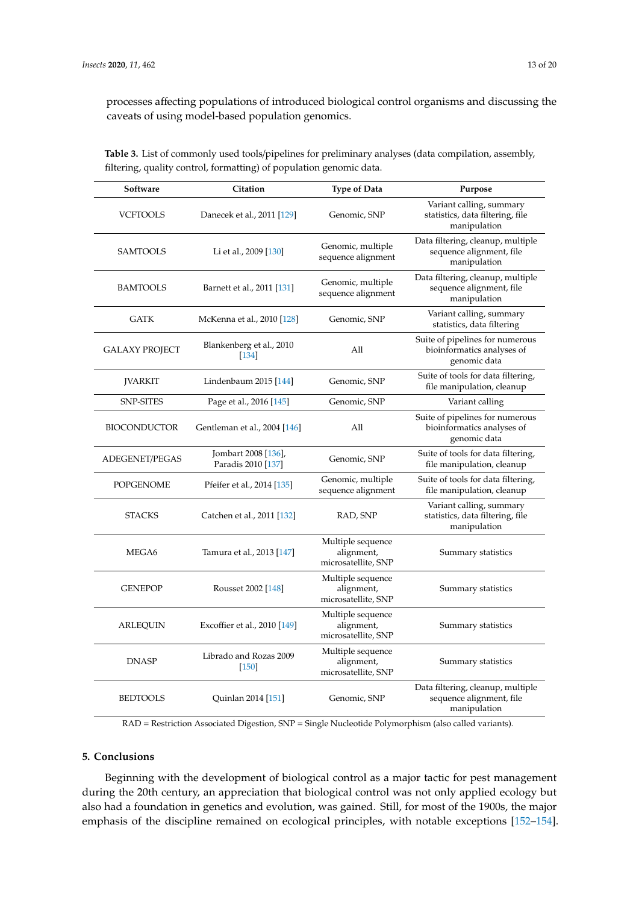processes affecting populations of introduced biological control organisms and discussing the caveats of using model-based population genomics.

**Table 3.** List of commonly used tools/pipelines for preliminary analyses (data compilation, assembly, filtering, quality control, formatting) of population genomic data.

| Software | Citation | Type of Data | Purpose |
|---|---|---|---|
| VCFTOOLS | Danecek et al., 2011 [129] | Genomic, SNP | Variant calling, summary statistics, data filtering, file manipulation |
| SAMTOOLS | Li et al., 2009 [130] | Genomic, multiple sequence alignment | Data filtering, cleanup, multiple sequence alignment, file manipulation |
| BAMTOOLS | Barnett et al., 2011 [131] | Genomic, multiple sequence alignment | Data filtering, cleanup, multiple sequence alignment, file manipulation |
| GATK | McKenna et al., 2010 [128] | Genomic, SNP | Variant calling, summary statistics, data filtering |
| GALAXY PROJECT | Blankenberg et al., 2010 [134] | All | Suite of pipelines for numerous bioinformatics analyses of genomic data |
| JVARKIT | Lindenbaum 2015 [144] | Genomic, SNP | Suite of tools for data filtering, file manipulation, cleanup |
| SNP-SITES | Page et al., 2016 [145] | Genomic, SNP | Variant calling |
| BIOCONDUCTOR | Gentleman et al., 2004 [146] | All | Suite of pipelines for numerous bioinformatics analyses of genomic data |
| ADEGENET/PEGAS | Jombart 2008 [136], Paradis 2010 [137] | Genomic, SNP | Suite of tools for data filtering, file manipulation, cleanup |
| POPGENOME | Pfeifer et al., 2014 [135] | Genomic, multiple sequence alignment | Suite of tools for data filtering, file manipulation, cleanup |
| STACKS | Catchen et al., 2011 [132] | RAD, SNP | Variant calling, summary statistics, data filtering, file manipulation |
| MEGA6 | Tamura et al., 2013 [147] | Multiple sequence alignment, microsatellite, SNP | Summary statistics |
| GENEPOP | Rousset 2002 [148] | Multiple sequence alignment, microsatellite, SNP | Summary statistics |
| ARLEQUIN | Excoffier et al., 2010 [149] | Multiple sequence alignment, microsatellite, SNP | Summary statistics |
| DNASP | Librado and Rozas 2009 [150] | Multiple sequence alignment, microsatellite, SNP | Summary statistics |
| BEDTOOLS | Quinlan 2014 [151] | Genomic, SNP | Data filtering, cleanup, multiple sequence alignment, file manipulation |

RAD = Restriction Associated Digestion, SNP = Single Nucleotide Polymorphism (also called variants).

## 5. Conclusions

Beginning with the development of biological control as a major tactic for pest management during the 20th century, an appreciation that biological control was not only applied ecology but also had a foundation in genetics and evolution, was gained. Still, for most of the 1900s, the major emphasis of the discipline remained on ecological principles, with notable exceptions [152–154].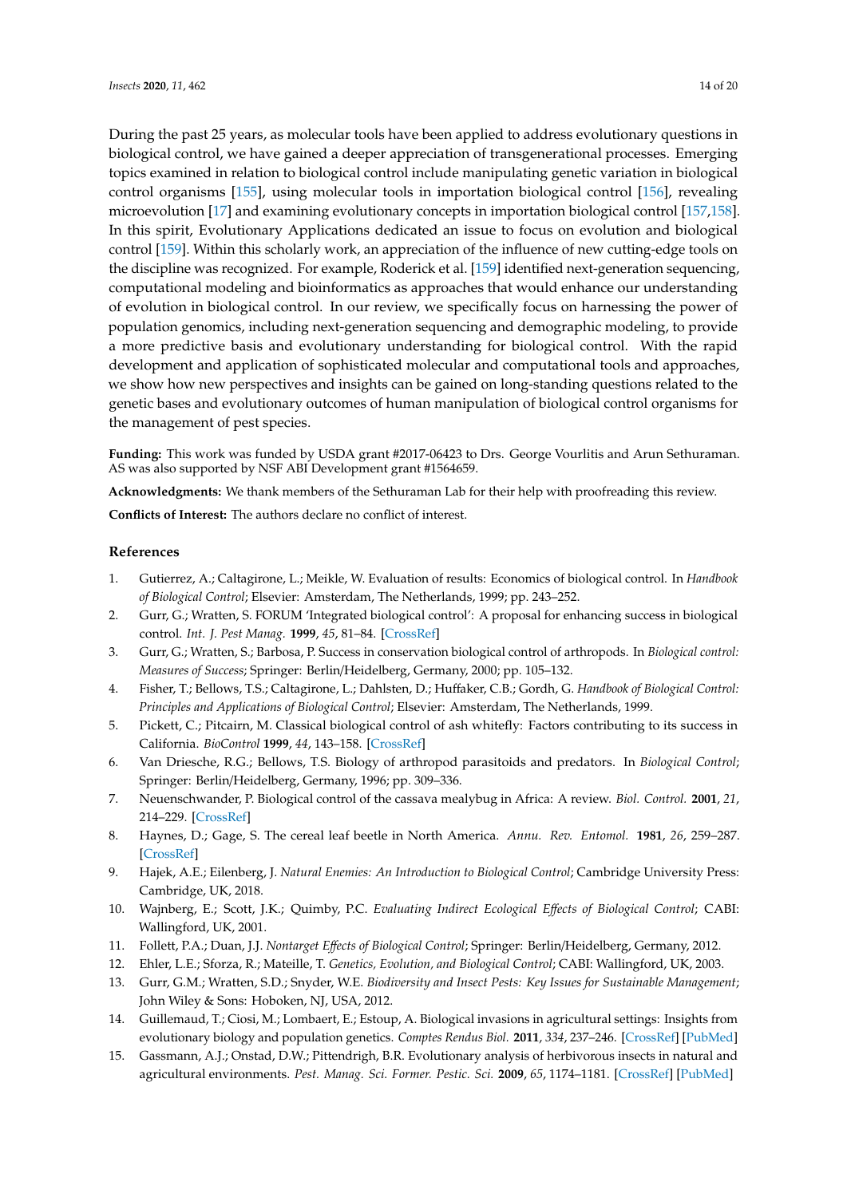During the past 25 years, as molecular tools have been applied to address evolutionary questions in biological control, we have gained a deeper appreciation of transgenerational processes. Emerging topics examined in relation to biological control include manipulating genetic variation in biological control organisms [155], using molecular tools in importation biological control [156], revealing microevolution [17] and examining evolutionary concepts in importation biological control [157,158]. In this spirit, Evolutionary Applications dedicated an issue to focus on evolution and biological control [159]. Within this scholarly work, an appreciation of the influence of new cutting-edge tools on the discipline was recognized. For example, Roderick et al. [159] identified next-generation sequencing, computational modeling and bioinformatics as approaches that would enhance our understanding of evolution in biological control. In our review, we specifically focus on harnessing the power of population genomics, including next-generation sequencing and demographic modeling, to provide a more predictive basis and evolutionary understanding for biological control. With the rapid development and application of sophisticated molecular and computational tools and approaches, we show how new perspectives and insights can be gained on long-standing questions related to the genetic bases and evolutionary outcomes of human manipulation of biological control organisms for the management of pest species.

**Funding:** This work was funded by USDA grant #2017-06423 to Drs. George Vourlitis and Arun Sethuraman. AS was also supported by NSF ABI Development grant #1564659.

**Acknowledgments:** We thank members of the Sethuraman Lab for their help with proofreading this review.

**Conflicts of Interest:** The authors declare no conflict of interest.

## References

1. Gutierrez, A.; Caltagirone, L.; Meikle, W. Evaluation of results: Economics of biological control. In *Handbook of Biological Control*; Elsevier: Amsterdam, The Netherlands, 1999; pp. 243–252.
2. Gurr, G.; Wratten, S. FORUM 'Integrated biological control': A proposal for enhancing success in biological control. *Int. J. Pest Manag.* **1999**, *45*, 81–84. [CrossRef]
3. Gurr, G.; Wratten, S.; Barbosa, P. Success in conservation biological control of arthropods. In *Biological control: Measures of Success*; Springer: Berlin/Heidelberg, Germany, 2000; pp. 105–132.
4. Fisher, T.; Bellows, T.S.; Caltagirone, L.; Dahlsten, D.; Huffaker, C.B.; Gordh, G. *Handbook of Biological Control: Principles and Applications of Biological Control*; Elsevier: Amsterdam, The Netherlands, 1999.
5. Pickett, C.; Pitcairn, M. Classical biological control of ash whitefly: Factors contributing to its success in California. *BioControl* **1999**, *44*, 143–158. [CrossRef]
6. Van Driesche, R.G.; Bellows, T.S. Biology of arthropod parasitoids and predators. In *Biological Control*; Springer: Berlin/Heidelberg, Germany, 1996; pp. 309–336.
7. Neuenschwander, P. Biological control of the cassava mealybug in Africa: A review. *Biol. Control.* **2001**, *21*, 214–229. [CrossRef]
8. Haynes, D.; Gage, S. The cereal leaf beetle in North America. *Annu. Rev. Entomol.* **1981**, *26*, 259–287. [CrossRef]
9. Hajek, A.E.; Eilenberg, J. *Natural Enemies: An Introduction to Biological Control*; Cambridge University Press: Cambridge, UK, 2018.
10. Wajnberg, E.; Scott, J.K.; Quimby, P.C. *Evaluating Indirect Ecological Effects of Biological Control*; CABI: Wallingford, UK, 2001.
11. Follett, P.A.; Duan, J.J. *Nontarget Effects of Biological Control*; Springer: Berlin/Heidelberg, Germany, 2012.
12. Ehler, L.E.; Sforza, R.; Mateille, T. *Genetics, Evolution, and Biological Control*; CABI: Wallingford, UK, 2003.
13. Gurr, G.M.; Wratten, S.D.; Snyder, W.E. *Biodiversity and Insect Pests: Key Issues for Sustainable Management*; John Wiley & Sons: Hoboken, NJ, USA, 2012.
14. Guillemaud, T.; Ciosi, M.; Lombaert, E.; Estoup, A. Biological invasions in agricultural settings: Insights from evolutionary biology and population genetics. *Comptes Rendus Biol.* **2011**, *334*, 237–246. [CrossRef] [PubMed]
15. Gassmann, A.J.; Onstad, D.W.; Pittendrigh, B.R. Evolutionary analysis of herbivorous insects in natural and agricultural environments. *Pest. Manag. Sci. Former. Pestic. Sci.* **2009**, *65*, 1174–1181. [CrossRef] [PubMed]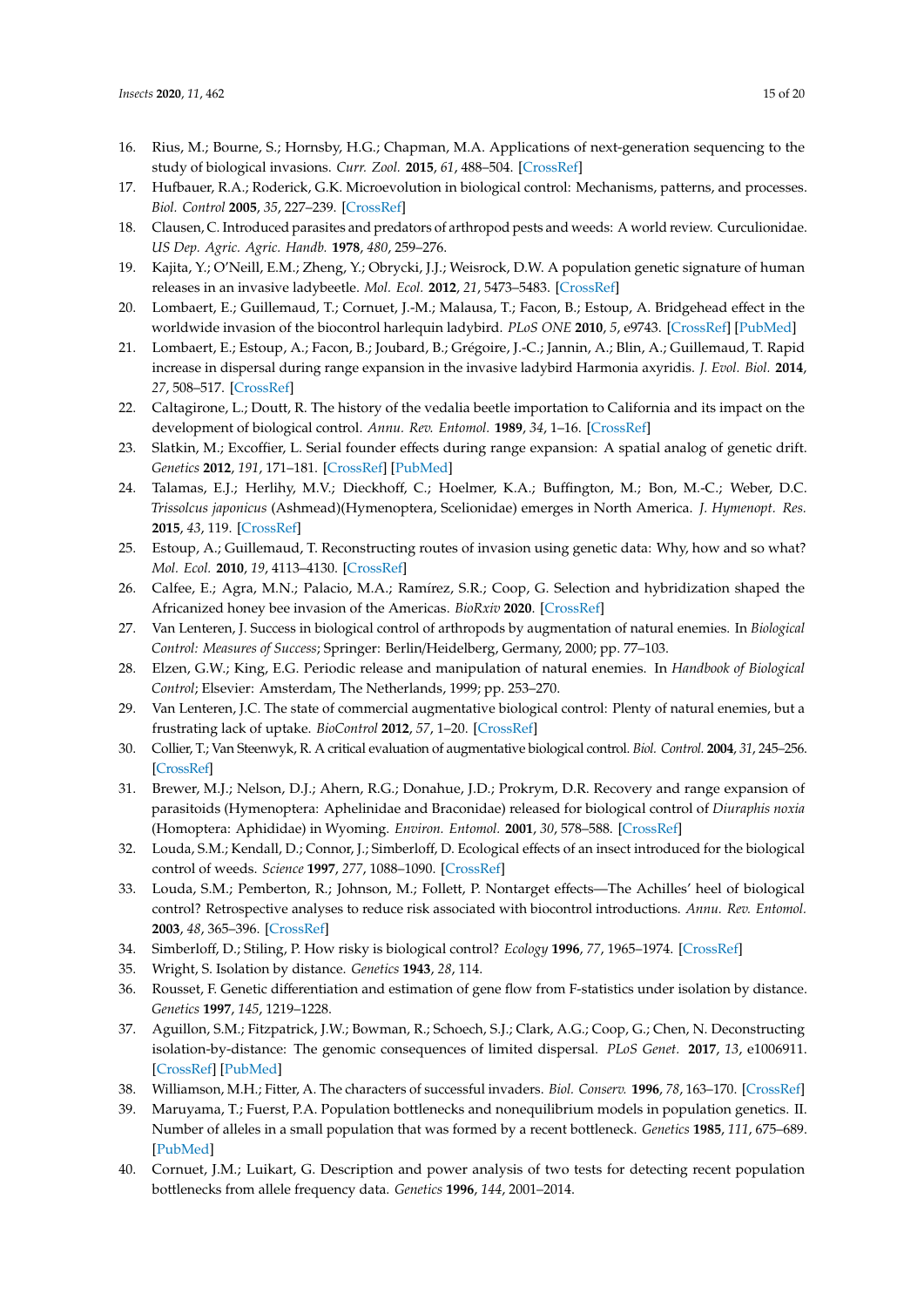16. Rius, M.; Bourne, S.; Hornsby, H.G.; Chapman, M.A. Applications of next-generation sequencing to the study of biological invasions. *Curr. Zool.* **2015**, *61*, 488–504. [CrossRef]
17. Hufbauer, R.A.; Roderick, G.K. Microevolution in biological control: Mechanisms, patterns, and processes. *Biol. Control* **2005**, *35*, 227–239. [CrossRef]
18. Clausen, C. Introduced parasites and predators of arthropod pests and weeds: A world review. Curculionidae. *US Dep. Agric. Agric. Handb.* **1978**, *480*, 259–276.
19. Kajita, Y.; O'Neill, E.M.; Zheng, Y.; Obrycki, J.J.; Weisrock, D.W. A population genetic signature of human releases in an invasive ladybeetle. *Mol. Ecol.* **2012**, *21*, 5473–5483. [CrossRef]
20. Lombaert, E.; Guillemaud, T.; Cornuet, J.-M.; Malausa, T.; Facon, B.; Estoup, A. Bridgehead effect in the worldwide invasion of the biocontrol harlequin ladybird. *PLoS ONE* **2010**, *5*, e9743. [CrossRef] [PubMed]
21. Lombaert, E.; Estoup, A.; Facon, B.; Joubard, B.; Grégoire, J.-C.; Jannin, A.; Blin, A.; Guillemaud, T. Rapid increase in dispersal during range expansion in the invasive ladybird Harmonia axyridis. *J. Evol. Biol.* **2014**, *27*, 508–517. [CrossRef]
22. Caltagirone, L.; Doutt, R. The history of the vedalia beetle importation to California and its impact on the development of biological control. *Annu. Rev. Entomol.* **1989**, *34*, 1–16. [CrossRef]
23. Slatkin, M.; Excoffier, L. Serial founder effects during range expansion: A spatial analog of genetic drift. *Genetics* **2012**, *191*, 171–181. [CrossRef] [PubMed]
24. Talamas, E.J.; Herlihy, M.V.; Dieckhoff, C.; Hoelmer, K.A.; Buffington, M.; Bon, M.-C.; Weber, D.C. *Trissolcus japonicus* (Ashmead)(Hymenoptera, Scelionidae) emerges in North America. *J. Hymenopt. Res.* **2015**, *43*, 119. [CrossRef]
25. Estoup, A.; Guillemaud, T. Reconstructing routes of invasion using genetic data: Why, how and so what? *Mol. Ecol.* **2010**, *19*, 4113–4130. [CrossRef]
26. Calfee, E.; Agra, M.N.; Palacio, M.A.; Ramírez, S.R.; Coop, G. Selection and hybridization shaped the Africanized honey bee invasion of the Americas. *BioRxiv* **2020**. [CrossRef]
27. Van Lenteren, J. Success in biological control of arthropods by augmentation of natural enemies. In *Biological Control: Measures of Success*; Springer: Berlin/Heidelberg, Germany, 2000; pp. 77–103.
28. Elzen, G.W.; King, E.G. Periodic release and manipulation of natural enemies. In *Handbook of Biological Control*; Elsevier: Amsterdam, The Netherlands, 1999; pp. 253–270.
29. Van Lenteren, J.C. The state of commercial augmentative biological control: Plenty of natural enemies, but a frustrating lack of uptake. *BioControl* **2012**, *57*, 1–20. [CrossRef]
30. Collier, T.; Van Steenwyk, R. A critical evaluation of augmentative biological control. *Biol. Control.* **2004**, *31*, 245–256. [CrossRef]
31. Brewer, M.J.; Nelson, D.J.; Ahern, R.G.; Donahue, J.D.; Prokrym, D.R. Recovery and range expansion of parasitoids (Hymenoptera: Aphelinidae and Braconidae) released for biological control of *Diuraphis noxia* (Homoptera: Aphididae) in Wyoming. *Environ. Entomol.* **2001**, *30*, 578–588. [CrossRef]
32. Louda, S.M.; Kendall, D.; Connor, J.; Simberloff, D. Ecological effects of an insect introduced for the biological control of weeds. *Science* **1997**, *277*, 1088–1090. [CrossRef]
33. Louda, S.M.; Pemberton, R.; Johnson, M.; Follett, P. Nontarget effects—The Achilles' heel of biological control? Retrospective analyses to reduce risk associated with biocontrol introductions. *Annu. Rev. Entomol.* **2003**, *48*, 365–396. [CrossRef]
34. Simberloff, D.; Stiling, P. How risky is biological control? *Ecology* **1996**, *77*, 1965–1974. [CrossRef]
35. Wright, S. Isolation by distance. *Genetics* **1943**, *28*, 114.
36. Rousset, F. Genetic differentiation and estimation of gene flow from F-statistics under isolation by distance. *Genetics* **1997**, *145*, 1219–1228.
37. Aguillon, S.M.; Fitzpatrick, J.W.; Bowman, R.; Schoech, S.J.; Clark, A.G.; Coop, G.; Chen, N. Deconstructing isolation-by-distance: The genomic consequences of limited dispersal. *PLoS Genet.* **2017**, *13*, e1006911. [CrossRef] [PubMed]
38. Williamson, M.H.; Fitter, A. The characters of successful invaders. *Biol. Conserv.* **1996**, *78*, 163–170. [CrossRef]
39. Maruyama, T.; Fuerst, P.A. Population bottlenecks and nonequilibrium models in population genetics. II. Number of alleles in a small population that was formed by a recent bottleneck. *Genetics* **1985**, *111*, 675–689. [PubMed]
40. Cornuet, J.M.; Luikart, G. Description and power analysis of two tests for detecting recent population bottlenecks from allele frequency data. *Genetics* **1996**, *144*, 2001–2014.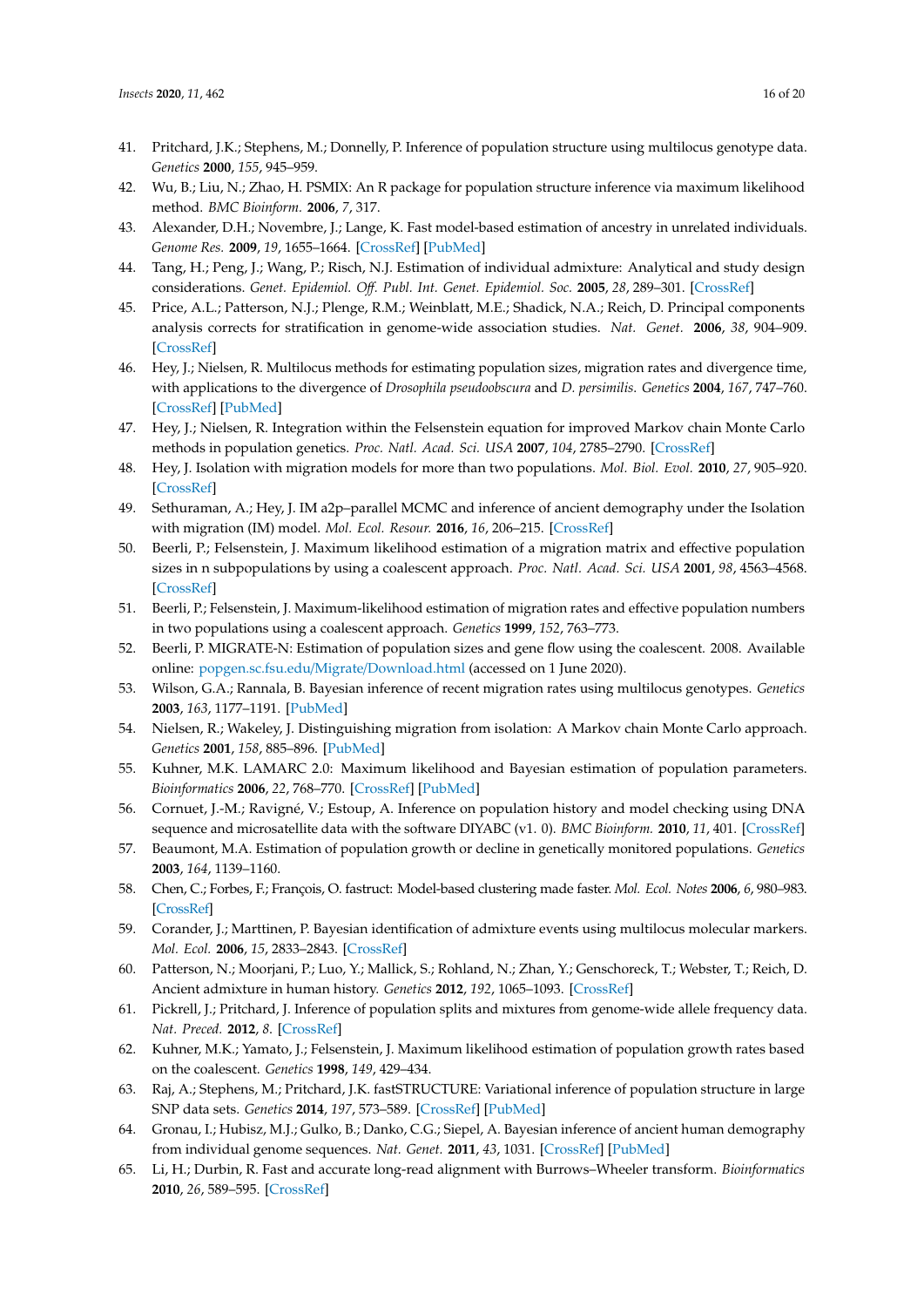41. Pritchard, J.K.; Stephens, M.; Donnelly, P. Inference of population structure using multilocus genotype data. *Genetics* **2000**, *155*, 945–959.
42. Wu, B.; Liu, N.; Zhao, H. PSMIX: An R package for population structure inference via maximum likelihood method. *BMC Bioinform.* **2006**, *7*, 317.
43. Alexander, D.H.; Novembre, J.; Lange, K. Fast model-based estimation of ancestry in unrelated individuals. *Genome Res.* **2009**, *19*, 1655–1664. [CrossRef] [PubMed]
44. Tang, H.; Peng, J.; Wang, P.; Risch, N.J. Estimation of individual admixture: Analytical and study design considerations. *Genet. Epidemiol. Off. Publ. Int. Genet. Epidemiol. Soc.* **2005**, *28*, 289–301. [CrossRef]
45. Price, A.L.; Patterson, N.J.; Plenge, R.M.; Weinblatt, M.E.; Shadick, N.A.; Reich, D. Principal components analysis corrects for stratification in genome-wide association studies. *Nat. Genet.* **2006**, *38*, 904–909. [CrossRef]
46. Hey, J.; Nielsen, R. Multilocus methods for estimating population sizes, migration rates and divergence time, with applications to the divergence of *Drosophila pseudoobscura* and *D. persimilis*. *Genetics* **2004**, *167*, 747–760. [CrossRef] [PubMed]
47. Hey, J.; Nielsen, R. Integration within the Felsenstein equation for improved Markov chain Monte Carlo methods in population genetics. *Proc. Natl. Acad. Sci. USA* **2007**, *104*, 2785–2790. [CrossRef]
48. Hey, J. Isolation with migration models for more than two populations. *Mol. Biol. Evol.* **2010**, *27*, 905–920. [CrossRef]
49. Sethuraman, A.; Hey, J. IM a2p–parallel MCMC and inference of ancient demography under the Isolation with migration (IM) model. *Mol. Ecol. Resour.* **2016**, *16*, 206–215. [CrossRef]
50. Beerli, P.; Felsenstein, J. Maximum likelihood estimation of a migration matrix and effective population sizes in n subpopulations by using a coalescent approach. *Proc. Natl. Acad. Sci. USA* **2001**, *98*, 4563–4568. [CrossRef]
51. Beerli, P.; Felsenstein, J. Maximum-likelihood estimation of migration rates and effective population numbers in two populations using a coalescent approach. *Genetics* **1999**, *152*, 763–773.
52. Beerli, P. MIGRATE-N: Estimation of population sizes and gene flow using the coalescent. 2008. Available online: popgen.sc.fsu.edu/Migrate/Download.html (accessed on 1 June 2020).
53. Wilson, G.A.; Rannala, B. Bayesian inference of recent migration rates using multilocus genotypes. *Genetics* **2003**, *163*, 1177–1191. [PubMed]
54. Nielsen, R.; Wakeley, J. Distinguishing migration from isolation: A Markov chain Monte Carlo approach. *Genetics* **2001**, *158*, 885–896. [PubMed]
55. Kuhner, M.K. LAMARC 2.0: Maximum likelihood and Bayesian estimation of population parameters. *Bioinformatics* **2006**, *22*, 768–770. [CrossRef] [PubMed]
56. Cornuet, J.-M.; Ravigné, V.; Estoup, A. Inference on population history and model checking using DNA sequence and microsatellite data with the software DIYABC (v1. 0). *BMC Bioinform.* **2010**, *11*, 401. [CrossRef]
57. Beaumont, M.A. Estimation of population growth or decline in genetically monitored populations. *Genetics* **2003**, *164*, 1139–1160.
58. Chen, C.; Forbes, F.; François, O. fastruct: Model-based clustering made faster. *Mol. Ecol. Notes* **2006**, *6*, 980–983. [CrossRef]
59. Corander, J.; Marttinen, P. Bayesian identification of admixture events using multilocus molecular markers. *Mol. Ecol.* **2006**, *15*, 2833–2843. [CrossRef]
60. Patterson, N.; Moorjani, P.; Luo, Y.; Mallick, S.; Rohland, N.; Zhan, Y.; Genschoreck, T.; Webster, T.; Reich, D. Ancient admixture in human history. *Genetics* **2012**, *192*, 1065–1093. [CrossRef]
61. Pickrell, J.; Pritchard, J. Inference of population splits and mixtures from genome-wide allele frequency data. *Nat. Preced.* **2012**, *8*. [CrossRef]
62. Kuhner, M.K.; Yamato, J.; Felsenstein, J. Maximum likelihood estimation of population growth rates based on the coalescent. *Genetics* **1998**, *149*, 429–434.
63. Raj, A.; Stephens, M.; Pritchard, J.K. fastSTRUCTURE: Variational inference of population structure in large SNP data sets. *Genetics* **2014**, *197*, 573–589. [CrossRef] [PubMed]
64. Gronau, I.; Hubisz, M.J.; Gulko, B.; Danko, C.G.; Siepel, A. Bayesian inference of ancient human demography from individual genome sequences. *Nat. Genet.* **2011**, *43*, 1031. [CrossRef] [PubMed]
65. Li, H.; Durbin, R. Fast and accurate long-read alignment with Burrows–Wheeler transform. *Bioinformatics* **2010**, *26*, 589–595. [CrossRef]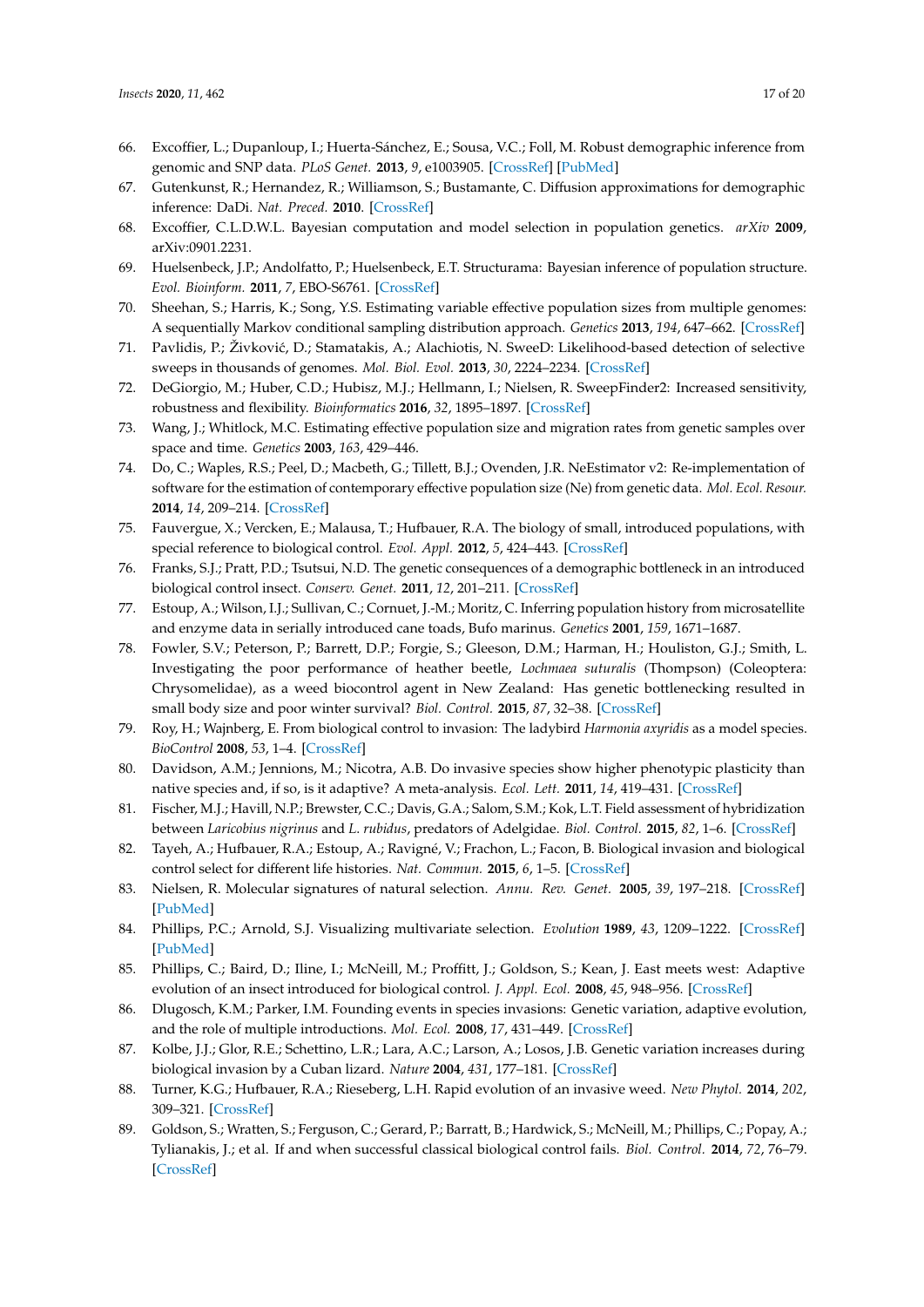66. Excoffier, L.; Dupanloup, I.; Huerta-Sánchez, E.; Sousa, V.C.; Foll, M. Robust demographic inference from genomic and SNP data. *PLoS Genet.* **2013**, *9*, e1003905. [CrossRef] [PubMed]
67. Gutenkunst, R.; Hernandez, R.; Williamson, S.; Bustamante, C. Diffusion approximations for demographic inference: DaDi. *Nat. Preced.* **2010**. [CrossRef]
68. Excoffier, C.L.D.W.L. Bayesian computation and model selection in population genetics. *arXiv* **2009**, arXiv:0901.2231.
69. Huelsenbeck, J.P.; Andolfatto, P.; Huelsenbeck, E.T. Structurama: Bayesian inference of population structure. *Evol. Bioinform.* **2011**, *7*, EBO-S6761. [CrossRef]
70. Sheehan, S.; Harris, K.; Song, Y.S. Estimating variable effective population sizes from multiple genomes: A sequentially Markov conditional sampling distribution approach. *Genetics* **2013**, *194*, 647–662. [CrossRef]
71. Pavlidis, P.; Živković, D.; Stamatakis, A.; Alachiotis, N. SweeD: Likelihood-based detection of selective sweeps in thousands of genomes. *Mol. Biol. Evol.* **2013**, *30*, 2224–2234. [CrossRef]
72. DeGiorgio, M.; Huber, C.D.; Hubisz, M.J.; Hellmann, I.; Nielsen, R. SweepFinder2: Increased sensitivity, robustness and flexibility. *Bioinformatics* **2016**, *32*, 1895–1897. [CrossRef]
73. Wang, J.; Whitlock, M.C. Estimating effective population size and migration rates from genetic samples over space and time. *Genetics* **2003**, *163*, 429–446.
74. Do, C.; Waples, R.S.; Peel, D.; Macbeth, G.; Tillett, B.J.; Ovenden, J.R. NeEstimator v2: Re-implementation of software for the estimation of contemporary effective population size (Ne) from genetic data. *Mol. Ecol. Resour.* **2014**, *14*, 209–214. [CrossRef]
75. Fauvergue, X.; Vercken, E.; Malausa, T.; Hufbauer, R.A. The biology of small, introduced populations, with special reference to biological control. *Evol. Appl.* **2012**, *5*, 424–443. [CrossRef]
76. Franks, S.J.; Pratt, P.D.; Tsutsui, N.D. The genetic consequences of a demographic bottleneck in an introduced biological control insect. *Conserv. Genet.* **2011**, *12*, 201–211. [CrossRef]
77. Estoup, A.; Wilson, I.J.; Sullivan, C.; Cornuet, J.-M.; Moritz, C. Inferring population history from microsatellite and enzyme data in serially introduced cane toads, Bufo marinus. *Genetics* **2001**, *159*, 1671–1687.
78. Fowler, S.V.; Peterson, P.; Barrett, D.P.; Forgie, S.; Gleeson, D.M.; Harman, H.; Houliston, G.J.; Smith, L. Investigating the poor performance of heather beetle, *Lochmaea suturalis* (Thompson) (Coleoptera: Chrysomelidae), as a weed biocontrol agent in New Zealand: Has genetic bottlenecking resulted in small body size and poor winter survival? *Biol. Control.* **2015**, *87*, 32–38. [CrossRef]
79. Roy, H.; Wajnberg, E. From biological control to invasion: The ladybird *Harmonia axyridis* as a model species. *BioControl* **2008**, *53*, 1–4. [CrossRef]
80. Davidson, A.M.; Jennions, M.; Nicotra, A.B. Do invasive species show higher phenotypic plasticity than native species and, if so, is it adaptive? A meta-analysis. *Ecol. Lett.* **2011**, *14*, 419–431. [CrossRef]
81. Fischer, M.J.; Havill, N.P.; Brewster, C.C.; Davis, G.A.; Salom, S.M.; Kok, L.T. Field assessment of hybridization between *Laricobius nigrinus* and *L. rubidus*, predators of Adelgidae. *Biol. Control.* **2015**, *82*, 1–6. [CrossRef]
82. Tayeh, A.; Hufbauer, R.A.; Estoup, A.; Ravigné, V.; Frachon, L.; Facon, B. Biological invasion and biological control select for different life histories. *Nat. Commun.* **2015**, *6*, 1–5. [CrossRef]
83. Nielsen, R. Molecular signatures of natural selection. *Annu. Rev. Genet.* **2005**, *39*, 197–218. [CrossRef] [PubMed]
84. Phillips, P.C.; Arnold, S.J. Visualizing multivariate selection. *Evolution* **1989**, *43*, 1209–1222. [CrossRef] [PubMed]
85. Phillips, C.; Baird, D.; Iline, I.; McNeill, M.; Proffitt, J.; Goldson, S.; Kean, J. East meets west: Adaptive evolution of an insect introduced for biological control. *J. Appl. Ecol.* **2008**, *45*, 948–956. [CrossRef]
86. Dlugosch, K.M.; Parker, I.M. Founding events in species invasions: Genetic variation, adaptive evolution, and the role of multiple introductions. *Mol. Ecol.* **2008**, *17*, 431–449. [CrossRef]
87. Kolbe, J.J.; Glor, R.E.; Schettino, L.R.; Lara, A.C.; Larson, A.; Losos, J.B. Genetic variation increases during biological invasion by a Cuban lizard. *Nature* **2004**, *431*, 177–181. [CrossRef]
88. Turner, K.G.; Hufbauer, R.A.; Rieseberg, L.H. Rapid evolution of an invasive weed. *New Phytol.* **2014**, *202*, 309–321. [CrossRef]
89. Goldson, S.; Wratten, S.; Ferguson, C.; Gerard, P.; Barratt, B.; Hardwick, S.; McNeill, M.; Phillips, C.; Popay, A.; Tylianakis, J.; et al. If and when successful classical biological control fails. *Biol. Control.* **2014**, *72*, 76–79. [CrossRef]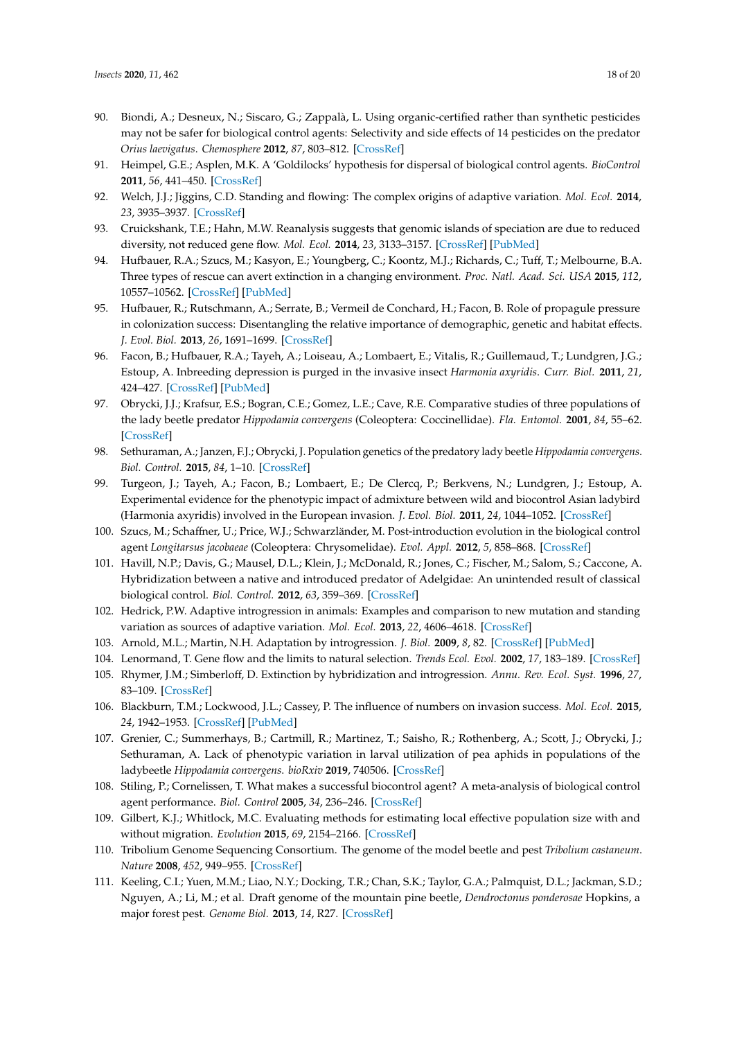90. Biondi, A.; Desneux, N.; Siscaro, G.; Zappalà, L. Using organic-certified rather than synthetic pesticides may not be safer for biological control agents: Selectivity and side effects of 14 pesticides on the predator *Orius laevigatus*. *Chemosphere* **2012**, *87*, 803–812. [CrossRef]
91. Heimpel, G.E.; Asplen, M.K. A 'Goldilocks' hypothesis for dispersal of biological control agents. *BioControl* **2011**, *56*, 441–450. [CrossRef]
92. Welch, J.J.; Jiggins, C.D. Standing and flowing: The complex origins of adaptive variation. *Mol. Ecol.* **2014**, *23*, 3935–3937. [CrossRef]
93. Cruickshank, T.E.; Hahn, M.W. Reanalysis suggests that genomic islands of speciation are due to reduced diversity, not reduced gene flow. *Mol. Ecol.* **2014**, *23*, 3133–3157. [CrossRef] [PubMed]
94. Hufbauer, R.A.; Szucs, M.; Kasyon, E.; Youngberg, C.; Koontz, M.J.; Richards, C.; Tuff, T.; Melbourne, B.A. Three types of rescue can avert extinction in a changing environment. *Proc. Natl. Acad. Sci. USA* **2015**, *112*, 10557–10562. [CrossRef] [PubMed]
95. Hufbauer, R.; Rutschmann, A.; Serrate, B.; Vermeil de Conchard, H.; Facon, B. Role of propagule pressure in colonization success: Disentangling the relative importance of demographic, genetic and habitat effects. *J. Evol. Biol.* **2013**, *26*, 1691–1699. [CrossRef]
96. Facon, B.; Hufbauer, R.A.; Tayeh, A.; Loiseau, A.; Lombaert, E.; Vitalis, R.; Guillemaud, T.; Lundgren, J.G.; Estoup, A. Inbreeding depression is purged in the invasive insect *Harmonia axyridis*. *Curr. Biol.* **2011**, *21*, 424–427. [CrossRef] [PubMed]
97. Obrycki, J.J.; Krafsur, E.S.; Bogran, C.E.; Gomez, L.E.; Cave, R.E. Comparative studies of three populations of the lady beetle predator *Hippodamia convergens* (Coleoptera: Coccinellidae). *Fla. Entomol.* **2001**, *84*, 55–62. [CrossRef]
98. Sethuraman, A.; Janzen, F.J.; Obrycki, J. Population genetics of the predatory lady beetle *Hippodamia convergens*. *Biol. Control.* **2015**, *84*, 1–10. [CrossRef]
99. Turgeon, J.; Tayeh, A.; Facon, B.; Lombaert, E.; De Clercq, P.; Berkvens, N.; Lundgren, J.; Estoup, A. Experimental evidence for the phenotypic impact of admixture between wild and biocontrol Asian ladybird (Harmonia axyridis) involved in the European invasion. *J. Evol. Biol.* **2011**, *24*, 1044–1052. [CrossRef]
100. Szucs, M.; Schaffner, U.; Price, W.J.; Schwarzländer, M. Post-introduction evolution in the biological control agent *Longitarsus jacobaeae* (Coleoptera: Chrysomelidae). *Evol. Appl.* **2012**, *5*, 858–868. [CrossRef]
101. Havill, N.P.; Davis, G.; Mausel, D.L.; Klein, J.; McDonald, R.; Jones, C.; Fischer, M.; Salom, S.; Caccone, A. Hybridization between a native and introduced predator of Adelgidae: An unintended result of classical biological control. *Biol. Control.* **2012**, *63*, 359–369. [CrossRef]
102. Hedrick, P.W. Adaptive introgression in animals: Examples and comparison to new mutation and standing variation as sources of adaptive variation. *Mol. Ecol.* **2013**, *22*, 4606–4618. [CrossRef]
103. Arnold, M.L.; Martin, N.H. Adaptation by introgression. *J. Biol.* **2009**, *8*, 82. [CrossRef] [PubMed]
104. Lenormand, T. Gene flow and the limits to natural selection. *Trends Ecol. Evol.* **2002**, *17*, 183–189. [CrossRef]
105. Rhymer, J.M.; Simberloff, D. Extinction by hybridization and introgression. *Annu. Rev. Ecol. Syst.* **1996**, *27*, 83–109. [CrossRef]
106. Blackburn, T.M.; Lockwood, J.L.; Cassey, P. The influence of numbers on invasion success. *Mol. Ecol.* **2015**, *24*, 1942–1953. [CrossRef] [PubMed]
107. Grenier, C.; Summerhays, B.; Cartmill, R.; Martinez, T.; Saisho, R.; Rothenberg, A.; Scott, J.; Obrycki, J.; Sethuraman, A. Lack of phenotypic variation in larval utilization of pea aphids in populations of the ladybeetle *Hippodamia convergens*. *bioRxiv* **2019**, 740506. [CrossRef]
108. Stiling, P.; Cornelissen, T. What makes a successful biocontrol agent? A meta-analysis of biological control agent performance. *Biol. Control* **2005**, *34*, 236–246. [CrossRef]
109. Gilbert, K.J.; Whitlock, M.C. Evaluating methods for estimating local effective population size with and without migration. *Evolution* **2015**, *69*, 2154–2166. [CrossRef]
110. Tribolium Genome Sequencing Consortium. The genome of the model beetle and pest *Tribolium castaneum*. *Nature* **2008**, *452*, 949–955. [CrossRef]
111. Keeling, C.I.; Yuen, M.M.; Liao, N.Y.; Docking, T.R.; Chan, S.K.; Taylor, G.A.; Palmquist, D.L.; Jackman, S.D.; Nguyen, A.; Li, M.; et al. Draft genome of the mountain pine beetle, *Dendroctonus ponderosae* Hopkins, a major forest pest. *Genome Biol.* **2013**, *14*, R27. [CrossRef]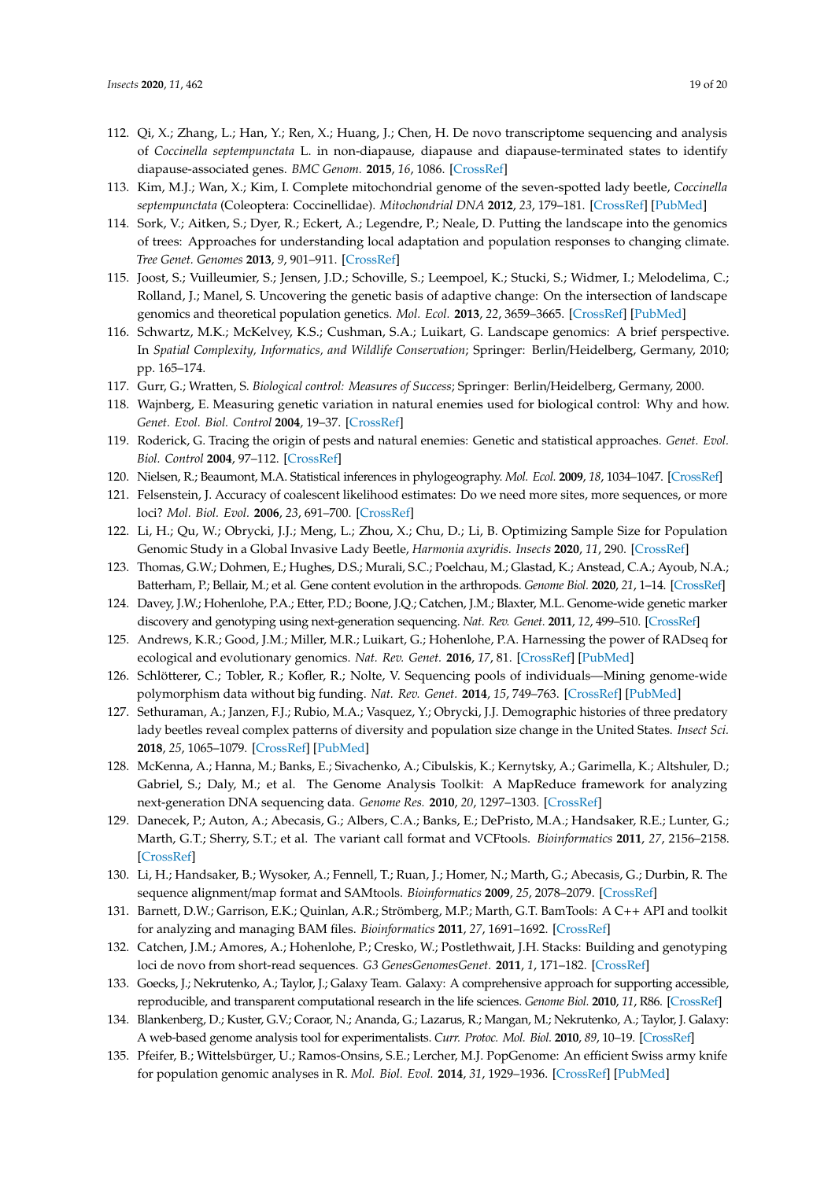112. Qi, X.; Zhang, L.; Han, Y.; Ren, X.; Huang, J.; Chen, H. De novo transcriptome sequencing and analysis of *Coccinella septempunctata* L. in non-diapause, diapause and diapause-terminated states to identify diapause-associated genes. *BMC Genom.* **2015**, *16*, 1086. [CrossRef]
113. Kim, M.J.; Wan, X.; Kim, I. Complete mitochondrial genome of the seven-spotted lady beetle, *Coccinella septempunctata* (Coleoptera: Coccinellidae). *Mitochondrial DNA* **2012**, *23*, 179–181. [CrossRef] [PubMed]
114. Sork, V.; Aitken, S.; Dyer, R.; Eckert, A.; Legendre, P.; Neale, D. Putting the landscape into the genomics of trees: Approaches for understanding local adaptation and population responses to changing climate. *Tree Genet. Genomes* **2013**, *9*, 901–911. [CrossRef]
115. Joost, S.; Vuilleumier, S.; Jensen, J.D.; Schoville, S.; Leempoel, K.; Stucki, S.; Widmer, I.; Melodelima, C.; Rolland, J.; Manel, S. Uncovering the genetic basis of adaptive change: On the intersection of landscape genomics and theoretical population genetics. *Mol. Ecol.* **2013**, *22*, 3659–3665. [CrossRef] [PubMed]
116. Schwartz, M.K.; McKelvey, K.S.; Cushman, S.A.; Luikart, G. Landscape genomics: A brief perspective. In *Spatial Complexity, Informatics, and Wildlife Conservation*; Springer: Berlin/Heidelberg, Germany, 2010; pp. 165–174.
117. Gurr, G.; Wratten, S. *Biological control: Measures of Success*; Springer: Berlin/Heidelberg, Germany, 2000.
118. Wajnberg, E. Measuring genetic variation in natural enemies used for biological control: Why and how. *Genet. Evol. Biol. Control* **2004**, 19–37. [CrossRef]
119. Roderick, G. Tracing the origin of pests and natural enemies: Genetic and statistical approaches. *Genet. Evol. Biol. Control* **2004**, 97–112. [CrossRef]
120. Nielsen, R.; Beaumont, M.A. Statistical inferences in phylogeography. *Mol. Ecol.* **2009**, *18*, 1034–1047. [CrossRef]
121. Felsenstein, J. Accuracy of coalescent likelihood estimates: Do we need more sites, more sequences, or more loci? *Mol. Biol. Evol.* **2006**, *23*, 691–700. [CrossRef]
122. Li, H.; Qu, W.; Obrycki, J.J.; Meng, L.; Zhou, X.; Chu, D.; Li, B. Optimizing Sample Size for Population Genomic Study in a Global Invasive Lady Beetle, *Harmonia axyridis*. *Insects* **2020**, *11*, 290. [CrossRef]
123. Thomas, G.W.; Dohmen, E.; Hughes, D.S.; Murali, S.C.; Poelchau, M.; Glastad, K.; Anstead, C.A.; Ayoub, N.A.; Batterham, P.; Bellair, M.; et al. Gene content evolution in the arthropods. *Genome Biol.* **2020**, *21*, 1–14. [CrossRef]
124. Davey, J.W.; Hohenlohe, P.A.; Etter, P.D.; Boone, J.Q.; Catchen, J.M.; Blaxter, M.L. Genome-wide genetic marker discovery and genotyping using next-generation sequencing. *Nat. Rev. Genet.* **2011**, *12*, 499–510. [CrossRef]
125. Andrews, K.R.; Good, J.M.; Miller, M.R.; Luikart, G.; Hohenlohe, P.A. Harnessing the power of RADseq for ecological and evolutionary genomics. *Nat. Rev. Genet.* **2016**, *17*, 81. [CrossRef] [PubMed]
126. Schlötterer, C.; Tobler, R.; Kofler, R.; Nolte, V. Sequencing pools of individuals—Mining genome-wide polymorphism data without big funding. *Nat. Rev. Genet.* **2014**, *15*, 749–763. [CrossRef] [PubMed]
127. Sethuraman, A.; Janzen, F.J.; Rubio, M.A.; Vasquez, Y.; Obrycki, J.J. Demographic histories of three predatory lady beetles reveal complex patterns of diversity and population size change in the United States. *Insect Sci.* **2018**, *25*, 1065–1079. [CrossRef] [PubMed]
128. McKenna, A.; Hanna, M.; Banks, E.; Sivachenko, A.; Cibulskis, K.; Kernytsky, A.; Garimella, K.; Altshuler, D.; Gabriel, S.; Daly, M.; et al. The Genome Analysis Toolkit: A MapReduce framework for analyzing next-generation DNA sequencing data. *Genome Res.* **2010**, *20*, 1297–1303. [CrossRef]
129. Danecek, P.; Auton, A.; Abecasis, G.; Albers, C.A.; Banks, E.; DePristo, M.A.; Handsaker, R.E.; Lunter, G.; Marth, G.T.; Sherry, S.T.; et al. The variant call format and VCFtools. *Bioinformatics* **2011**, *27*, 2156–2158. [CrossRef]
130. Li, H.; Handsaker, B.; Wysoker, A.; Fennell, T.; Ruan, J.; Homer, N.; Marth, G.; Abecasis, G.; Durbin, R. The sequence alignment/map format and SAMtools. *Bioinformatics* **2009**, *25*, 2078–2079. [CrossRef]
131. Barnett, D.W.; Garrison, E.K.; Quinlan, A.R.; Strömberg, M.P.; Marth, G.T. BamTools: A C++ API and toolkit for analyzing and managing BAM files. *Bioinformatics* **2011**, *27*, 1691–1692. [CrossRef]
132. Catchen, J.M.; Amores, A.; Hohenlohe, P.; Cresko, W.; Postlethwait, J.H. Stacks: Building and genotyping loci de novo from short-read sequences. *G3 GenesGenomesGenet.* **2011**, *1*, 171–182. [CrossRef]
133. Goecks, J.; Nekrutenko, A.; Taylor, J.; Galaxy Team. Galaxy: A comprehensive approach for supporting accessible, reproducible, and transparent computational research in the life sciences. *Genome Biol.* **2010**, *11*, R86. [CrossRef]
134. Blankenberg, D.; Kuster, G.V.; Coraor, N.; Ananda, G.; Lazarus, R.; Mangan, M.; Nekrutenko, A.; Taylor, J. Galaxy: A web-based genome analysis tool for experimentalists. *Curr. Protoc. Mol. Biol.* **2010**, *89*, 10–19. [CrossRef]
135. Pfeifer, B.; Wittelsbürger, U.; Ramos-Onsins, S.E.; Lercher, M.J. PopGenome: An efficient Swiss army knife for population genomic analyses in R. *Mol. Biol. Evol.* **2014**, *31*, 1929–1936. [CrossRef] [PubMed]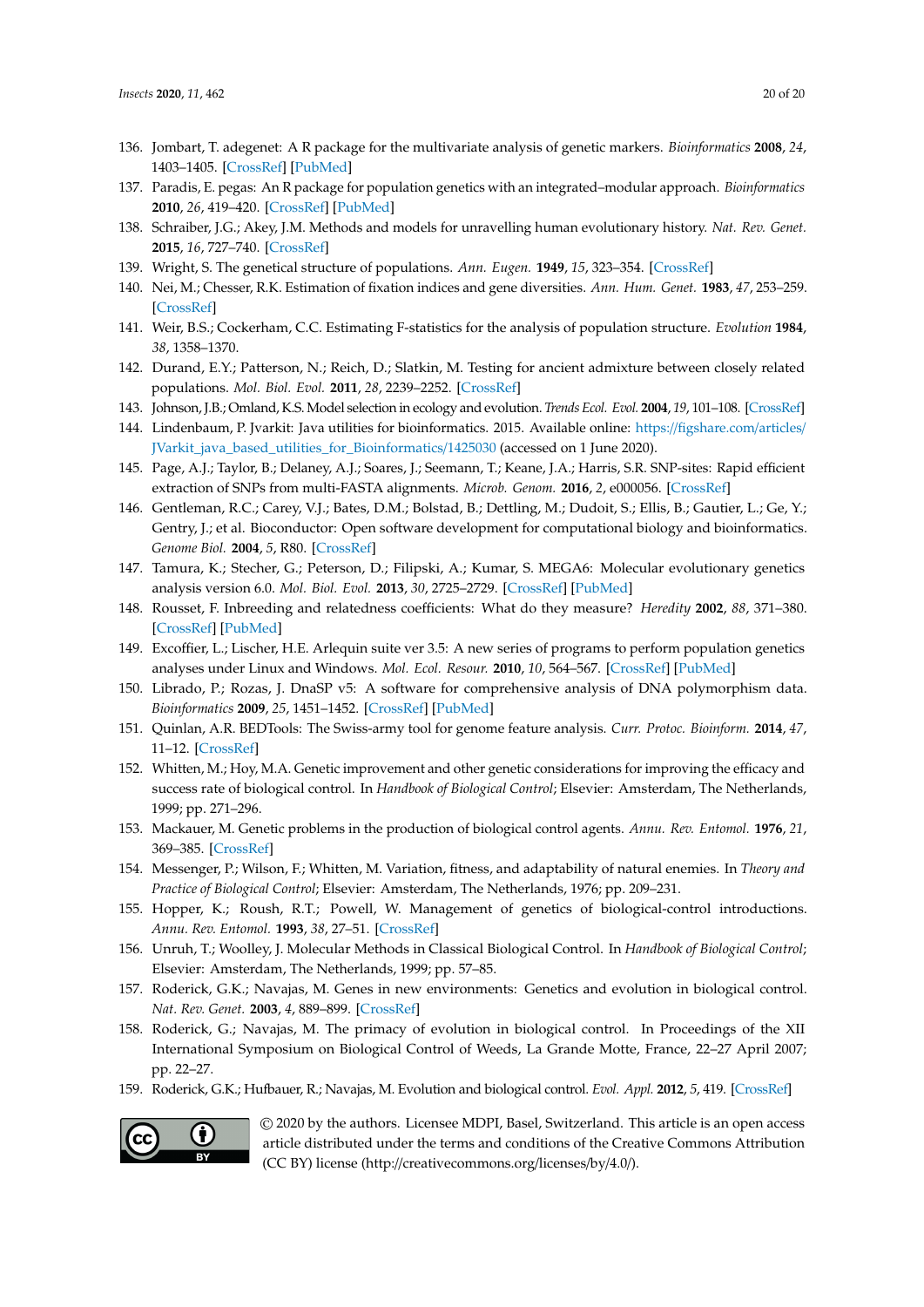136. Jombart, T. adegenet: A R package for the multivariate analysis of genetic markers. *Bioinformatics* **2008**, *24*, 1403–1405. [CrossRef] [PubMed]
137. Paradis, E. pegas: An R package for population genetics with an integrated–modular approach. *Bioinformatics* **2010**, *26*, 419–420. [CrossRef] [PubMed]
138. Schraiber, J.G.; Akey, J.M. Methods and models for unravelling human evolutionary history. *Nat. Rev. Genet.* **2015**, *16*, 727–740. [CrossRef]
139. Wright, S. The genetical structure of populations. *Ann. Eugen.* **1949**, *15*, 323–354. [CrossRef]
140. Nei, M.; Chesser, R.K. Estimation of fixation indices and gene diversities. *Ann. Hum. Genet.* **1983**, *47*, 253–259. [CrossRef]
141. Weir, B.S.; Cockerham, C.C. Estimating F-statistics for the analysis of population structure. *Evolution* **1984**, *38*, 1358–1370.
142. Durand, E.Y.; Patterson, N.; Reich, D.; Slatkin, M. Testing for ancient admixture between closely related populations. *Mol. Biol. Evol.* **2011**, *28*, 2239–2252. [CrossRef]
143. Johnson, J.B.; Omland, K.S. Model selection in ecology and evolution. *Trends Ecol. Evol.* **2004**, *19*, 101–108. [CrossRef]
144. Lindenbaum, P. Jvarkit: Java utilities for bioinformatics. 2015. Available online: https://figshare.com/articles/JVarkit_java_based_utilities_for_Bioinformatics/1425030 (accessed on 1 June 2020).
145. Page, A.J.; Taylor, B.; Delaney, A.J.; Soares, J.; Seemann, T.; Keane, J.A.; Harris, S.R. SNP-sites: Rapid efficient extraction of SNPs from multi-FASTA alignments. *Microb. Genom.* **2016**, *2*, e000056. [CrossRef]
146. Gentleman, R.C.; Carey, V.J.; Bates, D.M.; Bolstad, B.; Dettling, M.; Dudoit, S.; Ellis, B.; Gautier, L.; Ge, Y.; Gentry, J.; et al. Bioconductor: Open software development for computational biology and bioinformatics. *Genome Biol.* **2004**, *5*, R80. [CrossRef]
147. Tamura, K.; Stecher, G.; Peterson, D.; Filipski, A.; Kumar, S. MEGA6: Molecular evolutionary genetics analysis version 6.0. *Mol. Biol. Evol.* **2013**, *30*, 2725–2729. [CrossRef] [PubMed]
148. Rousset, F. Inbreeding and relatedness coefficients: What do they measure? *Heredity* **2002**, *88*, 371–380. [CrossRef] [PubMed]
149. Excoffier, L.; Lischer, H.E. Arlequin suite ver 3.5: A new series of programs to perform population genetics analyses under Linux and Windows. *Mol. Ecol. Resour.* **2010**, *10*, 564–567. [CrossRef] [PubMed]
150. Librado, P.; Rozas, J. DnaSP v5: A software for comprehensive analysis of DNA polymorphism data. *Bioinformatics* **2009**, *25*, 1451–1452. [CrossRef] [PubMed]
151. Quinlan, A.R. BEDTools: The Swiss-army tool for genome feature analysis. *Curr. Protoc. Bioinform.* **2014**, *47*, 11–12. [CrossRef]
152. Whitten, M.; Hoy, M.A. Genetic improvement and other genetic considerations for improving the efficacy and success rate of biological control. In *Handbook of Biological Control*; Elsevier: Amsterdam, The Netherlands, 1999; pp. 271–296.
153. Mackauer, M. Genetic problems in the production of biological control agents. *Annu. Rev. Entomol.* **1976**, *21*, 369–385. [CrossRef]
154. Messenger, P.; Wilson, F.; Whitten, M. Variation, fitness, and adaptability of natural enemies. In *Theory and Practice of Biological Control*; Elsevier: Amsterdam, The Netherlands, 1976; pp. 209–231.
155. Hopper, K.; Roush, R.T.; Powell, W. Management of genetics of biological-control introductions. *Annu. Rev. Entomol.* **1993**, *38*, 27–51. [CrossRef]
156. Unruh, T.; Woolley, J. Molecular Methods in Classical Biological Control. In *Handbook of Biological Control*; Elsevier: Amsterdam, The Netherlands, 1999; pp. 57–85.
157. Roderick, G.K.; Navajas, M. Genes in new environments: Genetics and evolution in biological control. *Nat. Rev. Genet.* **2003**, *4*, 889–899. [CrossRef]
158. Roderick, G.; Navajas, M. The primacy of evolution in biological control. In Proceedings of the XII International Symposium on Biological Control of Weeds, La Grande Motte, France, 22–27 April 2007; pp. 22–27.
159. Roderick, G.K.; Hufbauer, R.; Navajas, M. Evolution and biological control. *Evol. Appl.* **2012**, *5*, 419. [CrossRef]

© 2020 by the authors. Licensee MDPI, Basel, Switzerland. This article is an open access article distributed under the terms and conditions of the Creative Commons Attribution (CC BY) license (http://creativecommons.org/licenses/by/4.0/).